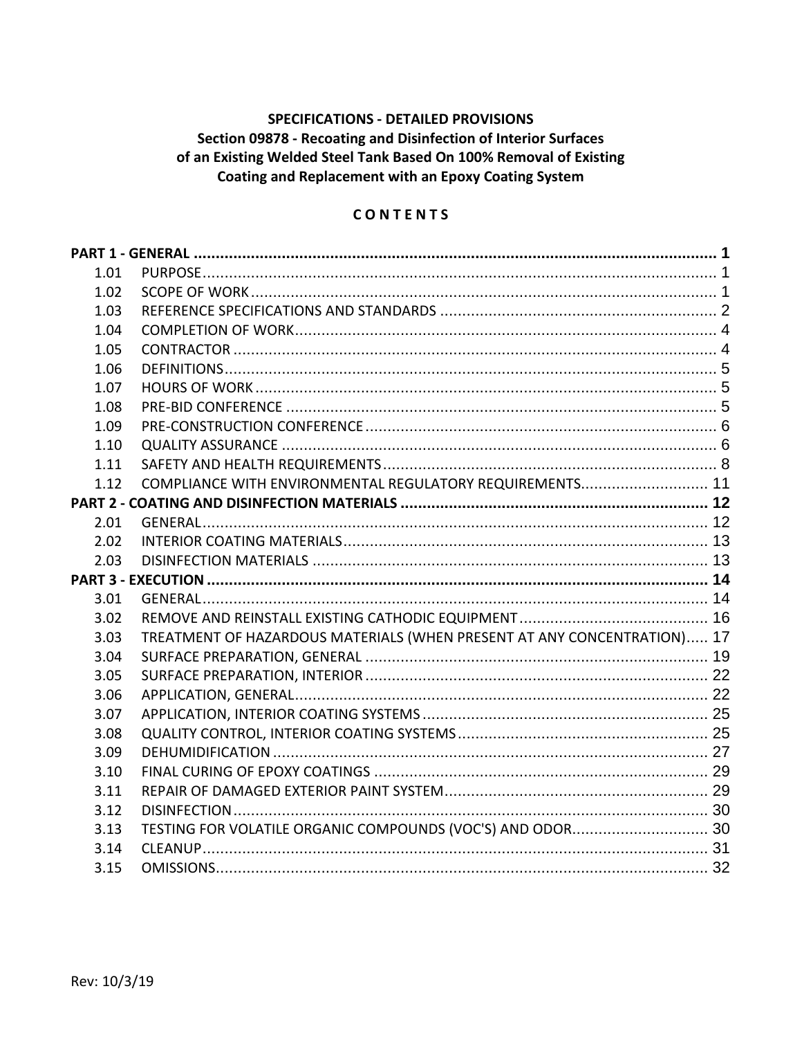**SPECIFICATIONS - DETAILED PROVISIONS**
**Section 09878 - Recoating and Disinfection of Interior Surfaces of an Existing Welded Steel Tank Based On 100% Removal of Existing Coating and Replacement with an Epoxy Coating System**

**C O N T E N T S**

| | | |
|---|---|---|
| **PART 1 - GENERAL** | | **1** |
| 1.01 | PURPOSE | 1 |
| 1.02 | SCOPE OF WORK | 1 |
| 1.03 | REFERENCE SPECIFICATIONS AND STANDARDS | 2 |
| 1.04 | COMPLETION OF WORK | 4 |
| 1.05 | CONTRACTOR | 4 |
| 1.06 | DEFINITIONS | 5 |
| 1.07 | HOURS OF WORK | 5 |
| 1.08 | PRE-BID CONFERENCE | 5 |
| 1.09 | PRE-CONSTRUCTION CONFERENCE | 6 |
| 1.10 | QUALITY ASSURANCE | 6 |
| 1.11 | SAFETY AND HEALTH REQUIREMENTS | 8 |
| 1.12 | COMPLIANCE WITH ENVIRONMENTAL REGULATORY REQUIREMENTS | 11 |
| **PART 2 - COATING AND DISINFECTION MATERIALS** | | **12** |
| 2.01 | GENERAL | 12 |
| 2.02 | INTERIOR COATING MATERIALS | 13 |
| 2.03 | DISINFECTION MATERIALS | 13 |
| **PART 3 - EXECUTION** | | **14** |
| 3.01 | GENERAL | 14 |
| 3.02 | REMOVE AND REINSTALL EXISTING CATHODIC EQUIPMENT | 16 |
| 3.03 | TREATMENT OF HAZARDOUS MATERIALS (WHEN PRESENT AT ANY CONCENTRATION) | 17 |
| 3.04 | SURFACE PREPARATION, GENERAL | 19 |
| 3.05 | SURFACE PREPARATION, INTERIOR | 22 |
| 3.06 | APPLICATION, GENERAL | 22 |
| 3.07 | APPLICATION, INTERIOR COATING SYSTEMS | 25 |
| 3.08 | QUALITY CONTROL, INTERIOR COATING SYSTEMS | 25 |
| 3.09 | DEHUMIDIFICATION | 27 |
| 3.10 | FINAL CURING OF EPOXY COATINGS | 29 |
| 3.11 | REPAIR OF DAMAGED EXTERIOR PAINT SYSTEM | 29 |
| 3.12 | DISINFECTION | 30 |
| 3.13 | TESTING FOR VOLATILE ORGANIC COMPOUNDS (VOC'S) AND ODOR | 30 |
| 3.14 | CLEANUP | 31 |
| 3.15 | OMISSIONS | 32 |

Rev: 10/3/19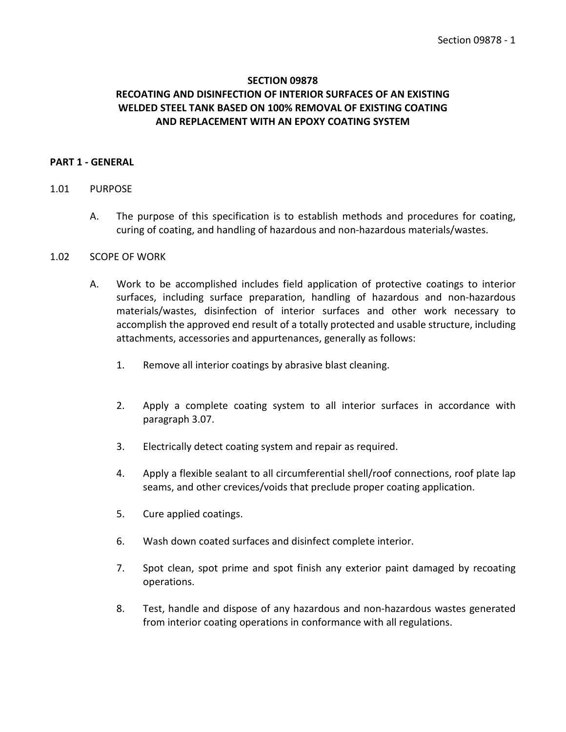# SECTION 09878

# RECOATING AND DISINFECTION OF INTERIOR SURFACES OF AN EXISTING WELDED STEEL TANK BASED ON 100% REMOVAL OF EXISTING COATING AND REPLACEMENT WITH AN EPOXY COATING SYSTEM

## PART 1 - GENERAL

### 1.01 PURPOSE

A. The purpose of this specification is to establish methods and procedures for coating, curing of coating, and handling of hazardous and non-hazardous materials/wastes.

### 1.02 SCOPE OF WORK

A. Work to be accomplished includes field application of protective coatings to interior surfaces, including surface preparation, handling of hazardous and non-hazardous materials/wastes, disinfection of interior surfaces and other work necessary to accomplish the approved end result of a totally protected and usable structure, including attachments, accessories and appurtenances, generally as follows:

1. Remove all interior coatings by abrasive blast cleaning.

2. Apply a complete coating system to all interior surfaces in accordance with paragraph 3.07.

3. Electrically detect coating system and repair as required.

4. Apply a flexible sealant to all circumferential shell/roof connections, roof plate lap seams, and other crevices/voids that preclude proper coating application.

5. Cure applied coatings.

6. Wash down coated surfaces and disinfect complete interior.

7. Spot clean, spot prime and spot finish any exterior paint damaged by recoating operations.

8. Test, handle and dispose of any hazardous and non-hazardous wastes generated from interior coating operations in conformance with all regulations.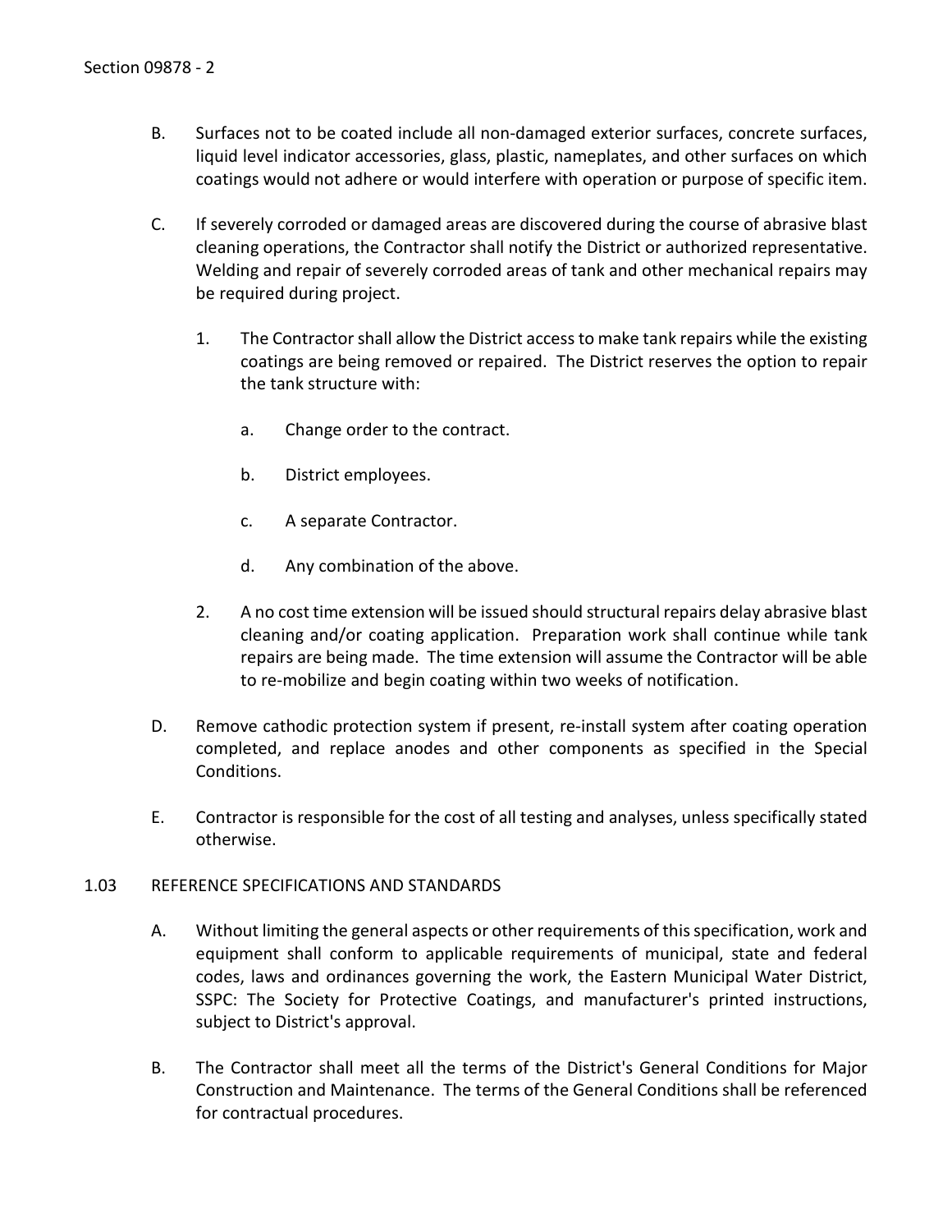B. Surfaces not to be coated include all non-damaged exterior surfaces, concrete surfaces, liquid level indicator accessories, glass, plastic, nameplates, and other surfaces on which coatings would not adhere or would interfere with operation or purpose of specific item.

C. If severely corroded or damaged areas are discovered during the course of abrasive blast cleaning operations, the Contractor shall notify the District or authorized representative. Welding and repair of severely corroded areas of tank and other mechanical repairs may be required during project.

   1. The Contractor shall allow the District access to make tank repairs while the existing coatings are being removed or repaired. The District reserves the option to repair the tank structure with:

      a. Change order to the contract.

      b. District employees.

      c. A separate Contractor.

      d. Any combination of the above.

   2. A no cost time extension will be issued should structural repairs delay abrasive blast cleaning and/or coating application. Preparation work shall continue while tank repairs are being made. The time extension will assume the Contractor will be able to re-mobilize and begin coating within two weeks of notification.

D. Remove cathodic protection system if present, re-install system after coating operation completed, and replace anodes and other components as specified in the Special Conditions.

E. Contractor is responsible for the cost of all testing and analyses, unless specifically stated otherwise.

## 1.03 REFERENCE SPECIFICATIONS AND STANDARDS

A. Without limiting the general aspects or other requirements of this specification, work and equipment shall conform to applicable requirements of municipal, state and federal codes, laws and ordinances governing the work, the Eastern Municipal Water District, SSPC: The Society for Protective Coatings, and manufacturer's printed instructions, subject to District's approval.

B. The Contractor shall meet all the terms of the District's General Conditions for Major Construction and Maintenance. The terms of the General Conditions shall be referenced for contractual procedures.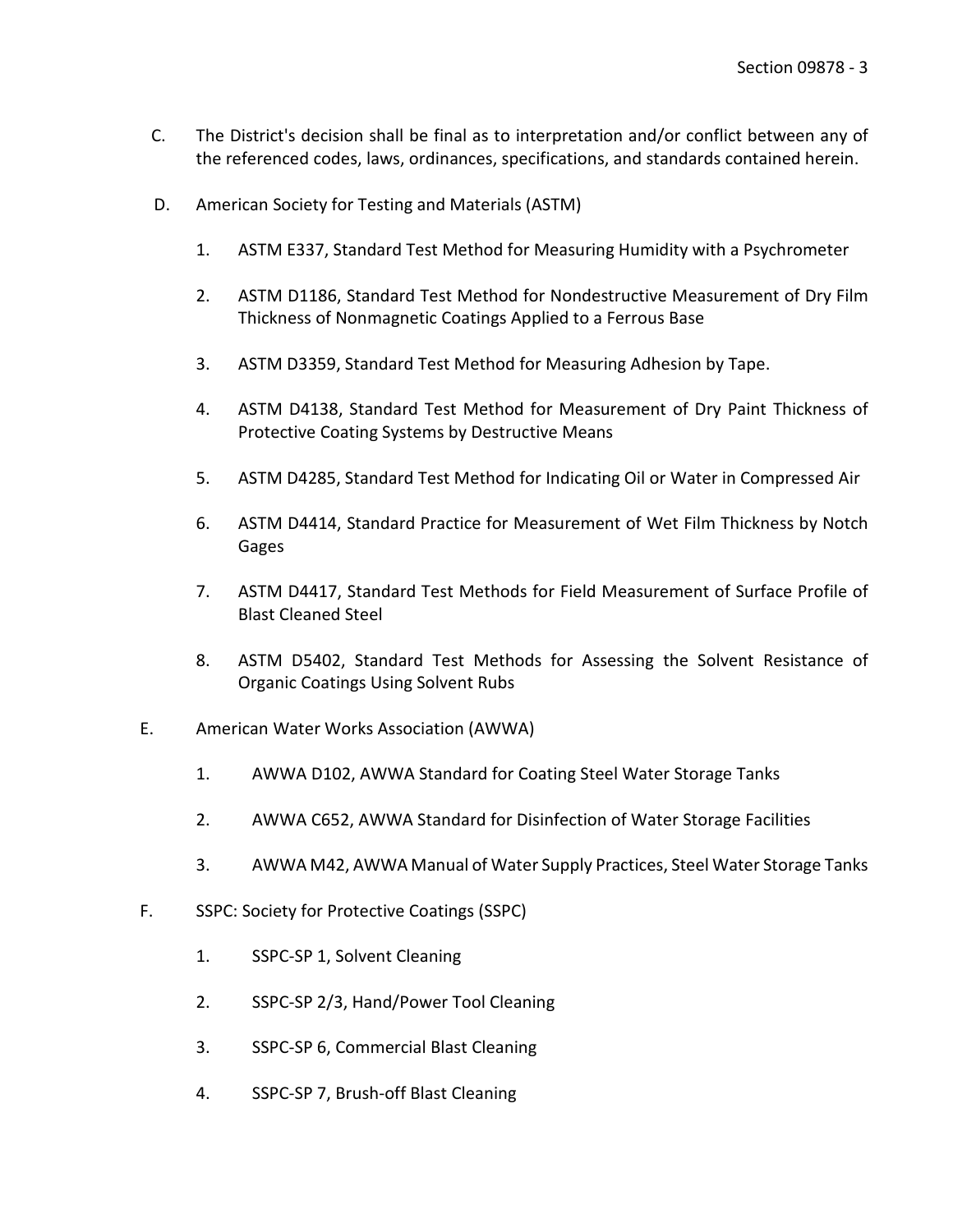C. The District's decision shall be final as to interpretation and/or conflict between any of the referenced codes, laws, ordinances, specifications, and standards contained herein.

D. American Society for Testing and Materials (ASTM)

   1. ASTM E337, Standard Test Method for Measuring Humidity with a Psychrometer

   2. ASTM D1186, Standard Test Method for Nondestructive Measurement of Dry Film Thickness of Nonmagnetic Coatings Applied to a Ferrous Base

   3. ASTM D3359, Standard Test Method for Measuring Adhesion by Tape.

   4. ASTM D4138, Standard Test Method for Measurement of Dry Paint Thickness of Protective Coating Systems by Destructive Means

   5. ASTM D4285, Standard Test Method for Indicating Oil or Water in Compressed Air

   6. ASTM D4414, Standard Practice for Measurement of Wet Film Thickness by Notch Gages

   7. ASTM D4417, Standard Test Methods for Field Measurement of Surface Profile of Blast Cleaned Steel

   8. ASTM D5402, Standard Test Methods for Assessing the Solvent Resistance of Organic Coatings Using Solvent Rubs

E. American Water Works Association (AWWA)

   1. AWWA D102, AWWA Standard for Coating Steel Water Storage Tanks

   2. AWWA C652, AWWA Standard for Disinfection of Water Storage Facilities

   3. AWWA M42, AWWA Manual of Water Supply Practices, Steel Water Storage Tanks

F. SSPC: Society for Protective Coatings (SSPC)

   1. SSPC-SP 1, Solvent Cleaning

   2. SSPC-SP 2/3, Hand/Power Tool Cleaning

   3. SSPC-SP 6, Commercial Blast Cleaning

   4. SSPC-SP 7, Brush-off Blast Cleaning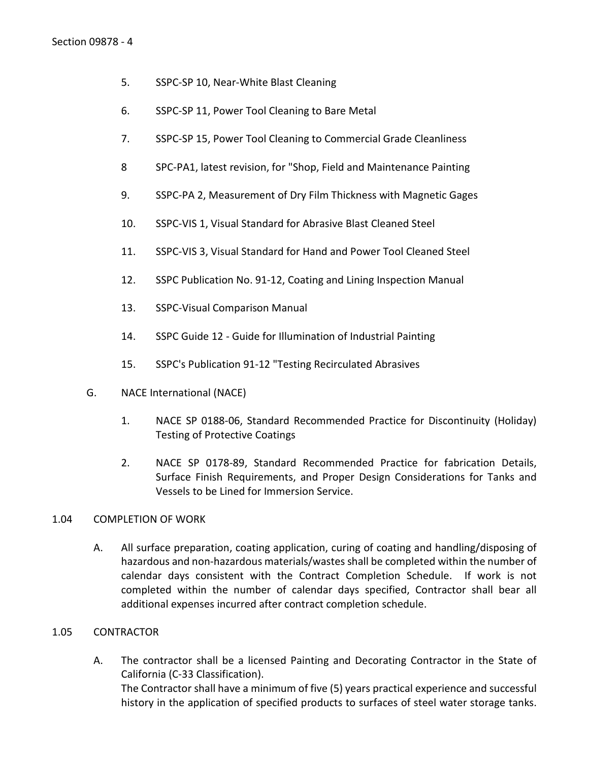5. SSPC-SP 10, Near-White Blast Cleaning

6. SSPC-SP 11, Power Tool Cleaning to Bare Metal

7. SSPC-SP 15, Power Tool Cleaning to Commercial Grade Cleanliness

8 SPC-PA1, latest revision, for "Shop, Field and Maintenance Painting

9. SSPC-PA 2, Measurement of Dry Film Thickness with Magnetic Gages

10. SSPC-VIS 1, Visual Standard for Abrasive Blast Cleaned Steel

11. SSPC-VIS 3, Visual Standard for Hand and Power Tool Cleaned Steel

12. SSPC Publication No. 91-12, Coating and Lining Inspection Manual

13. SSPC-Visual Comparison Manual

14. SSPC Guide 12 - Guide for Illumination of Industrial Painting

15. SSPC's Publication 91-12 "Testing Recirculated Abrasives

G. NACE International (NACE)

1. NACE SP 0188-06, Standard Recommended Practice for Discontinuity (Holiday) Testing of Protective Coatings

2. NACE SP 0178-89, Standard Recommended Practice for fabrication Details, Surface Finish Requirements, and Proper Design Considerations for Tanks and Vessels to be Lined for Immersion Service.

## 1.04 COMPLETION OF WORK

A. All surface preparation, coating application, curing of coating and handling/disposing of hazardous and non-hazardous materials/wastes shall be completed within the number of calendar days consistent with the Contract Completion Schedule. If work is not completed within the number of calendar days specified, Contractor shall bear all additional expenses incurred after contract completion schedule.

## 1.05 CONTRACTOR

A. The contractor shall be a licensed Painting and Decorating Contractor in the State of California (C-33 Classification).
The Contractor shall have a minimum of five (5) years practical experience and successful history in the application of specified products to surfaces of steel water storage tanks.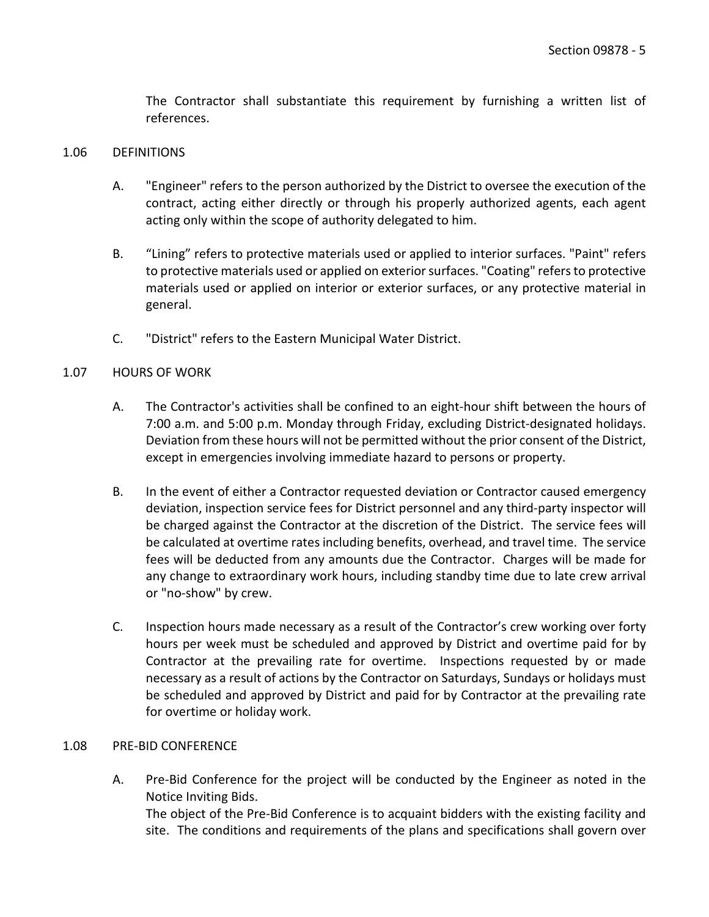The Contractor shall substantiate this requirement by furnishing a written list of references.

## 1.06 DEFINITIONS

A. "Engineer" refers to the person authorized by the District to oversee the execution of the contract, acting either directly or through his properly authorized agents, each agent acting only within the scope of authority delegated to him.

B. “Lining” refers to protective materials used or applied to interior surfaces. "Paint" refers to protective materials used or applied on exterior surfaces. "Coating" refers to protective materials used or applied on interior or exterior surfaces, or any protective material in general.

C. "District" refers to the Eastern Municipal Water District.

## 1.07 HOURS OF WORK

A. The Contractor's activities shall be confined to an eight-hour shift between the hours of 7:00 a.m. and 5:00 p.m. Monday through Friday, excluding District-designated holidays. Deviation from these hours will not be permitted without the prior consent of the District, except in emergencies involving immediate hazard to persons or property.

B. In the event of either a Contractor requested deviation or Contractor caused emergency deviation, inspection service fees for District personnel and any third-party inspector will be charged against the Contractor at the discretion of the District. The service fees will be calculated at overtime rates including benefits, overhead, and travel time. The service fees will be deducted from any amounts due the Contractor. Charges will be made for any change to extraordinary work hours, including standby time due to late crew arrival or "no-show" by crew.

C. Inspection hours made necessary as a result of the Contractor’s crew working over forty hours per week must be scheduled and approved by District and overtime paid for by Contractor at the prevailing rate for overtime. Inspections requested by or made necessary as a result of actions by the Contractor on Saturdays, Sundays or holidays must be scheduled and approved by District and paid for by Contractor at the prevailing rate for overtime or holiday work.

## 1.08 PRE-BID CONFERENCE

A. Pre-Bid Conference for the project will be conducted by the Engineer as noted in the Notice Inviting Bids.
The object of the Pre-Bid Conference is to acquaint bidders with the existing facility and site. The conditions and requirements of the plans and specifications shall govern over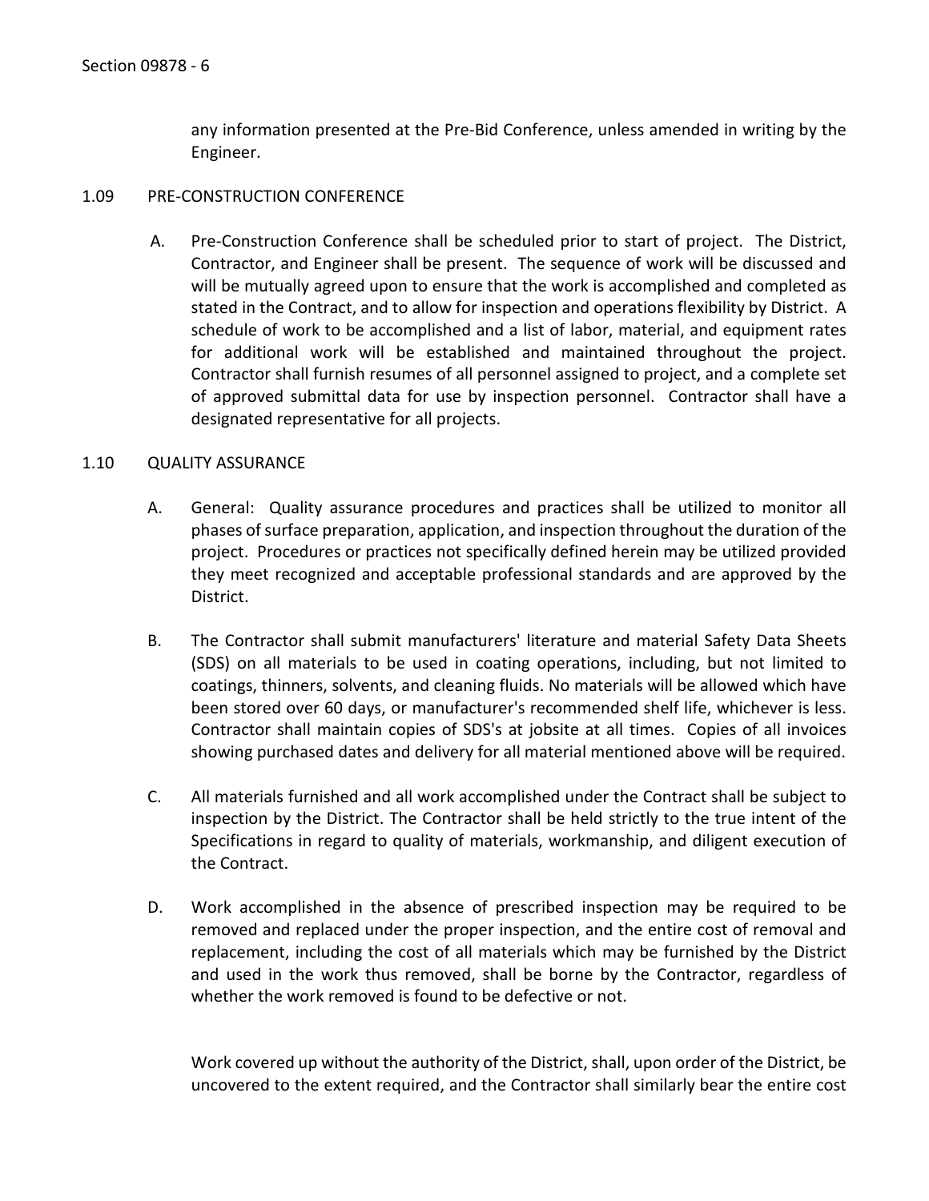any information presented at the Pre-Bid Conference, unless amended in writing by the Engineer.

## 1.09 PRE-CONSTRUCTION CONFERENCE

A. Pre-Construction Conference shall be scheduled prior to start of project. The District, Contractor, and Engineer shall be present. The sequence of work will be discussed and will be mutually agreed upon to ensure that the work is accomplished and completed as stated in the Contract, and to allow for inspection and operations flexibility by District. A schedule of work to be accomplished and a list of labor, material, and equipment rates for additional work will be established and maintained throughout the project. Contractor shall furnish resumes of all personnel assigned to project, and a complete set of approved submittal data for use by inspection personnel. Contractor shall have a designated representative for all projects.

## 1.10 QUALITY ASSURANCE

A. General: Quality assurance procedures and practices shall be utilized to monitor all phases of surface preparation, application, and inspection throughout the duration of the project. Procedures or practices not specifically defined herein may be utilized provided they meet recognized and acceptable professional standards and are approved by the District.

B. The Contractor shall submit manufacturers' literature and material Safety Data Sheets (SDS) on all materials to be used in coating operations, including, but not limited to coatings, thinners, solvents, and cleaning fluids. No materials will be allowed which have been stored over 60 days, or manufacturer's recommended shelf life, whichever is less. Contractor shall maintain copies of SDS's at jobsite at all times. Copies of all invoices showing purchased dates and delivery for all material mentioned above will be required.

C. All materials furnished and all work accomplished under the Contract shall be subject to inspection by the District. The Contractor shall be held strictly to the true intent of the Specifications in regard to quality of materials, workmanship, and diligent execution of the Contract.

D. Work accomplished in the absence of prescribed inspection may be required to be removed and replaced under the proper inspection, and the entire cost of removal and replacement, including the cost of all materials which may be furnished by the District and used in the work thus removed, shall be borne by the Contractor, regardless of whether the work removed is found to be defective or not.

Work covered up without the authority of the District, shall, upon order of the District, be uncovered to the extent required, and the Contractor shall similarly bear the entire cost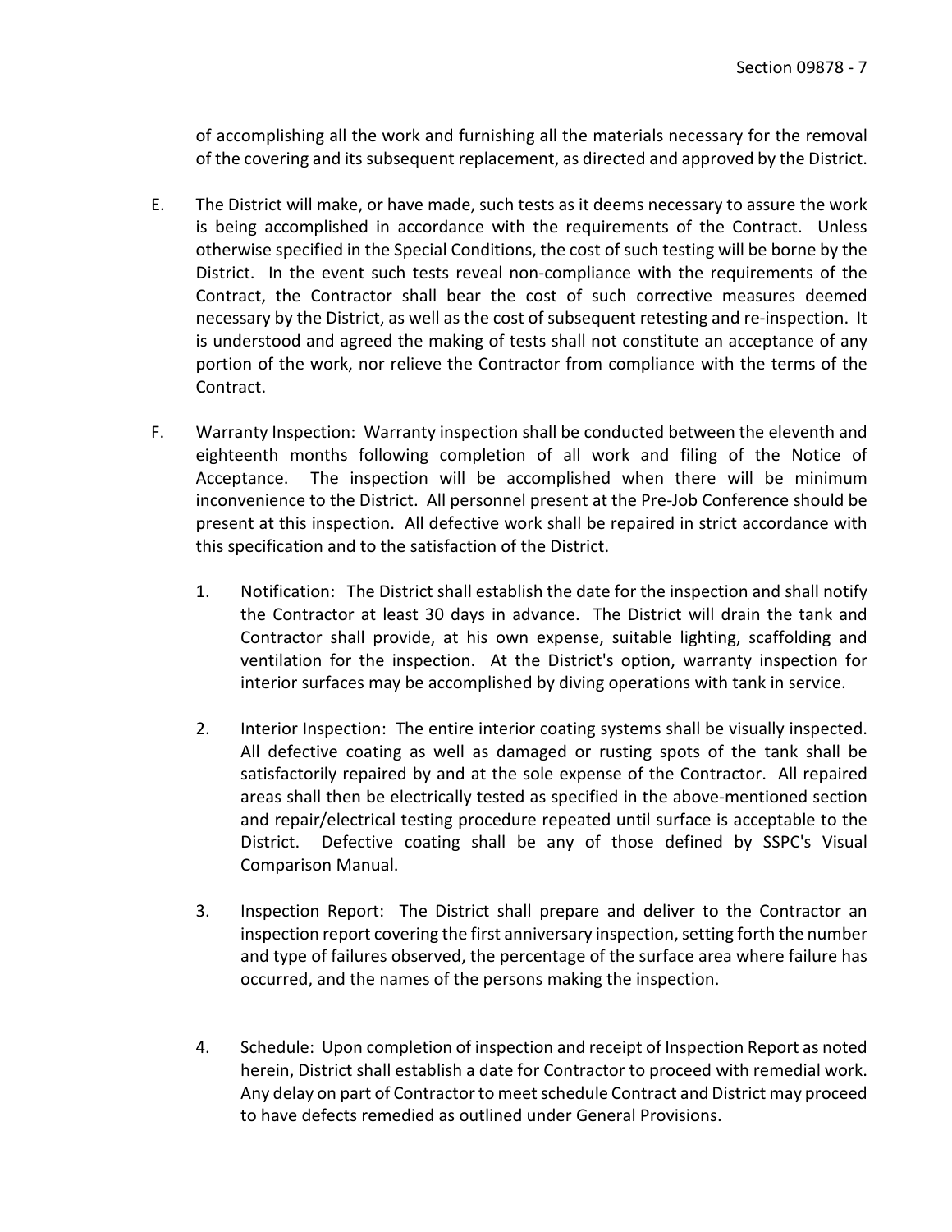of accomplishing all the work and furnishing all the materials necessary for the removal of the covering and its subsequent replacement, as directed and approved by the District.

E. The District will make, or have made, such tests as it deems necessary to assure the work is being accomplished in accordance with the requirements of the Contract. Unless otherwise specified in the Special Conditions, the cost of such testing will be borne by the District. In the event such tests reveal non-compliance with the requirements of the Contract, the Contractor shall bear the cost of such corrective measures deemed necessary by the District, as well as the cost of subsequent retesting and re-inspection. It is understood and agreed the making of tests shall not constitute an acceptance of any portion of the work, nor relieve the Contractor from compliance with the terms of the Contract.

F. Warranty Inspection: Warranty inspection shall be conducted between the eleventh and eighteenth months following completion of all work and filing of the Notice of Acceptance. The inspection will be accomplished when there will be minimum inconvenience to the District. All personnel present at the Pre-Job Conference should be present at this inspection. All defective work shall be repaired in strict accordance with this specification and to the satisfaction of the District.

   1. Notification: The District shall establish the date for the inspection and shall notify the Contractor at least 30 days in advance. The District will drain the tank and Contractor shall provide, at his own expense, suitable lighting, scaffolding and ventilation for the inspection. At the District's option, warranty inspection for interior surfaces may be accomplished by diving operations with tank in service.

   2. Interior Inspection: The entire interior coating systems shall be visually inspected. All defective coating as well as damaged or rusting spots of the tank shall be satisfactorily repaired by and at the sole expense of the Contractor. All repaired areas shall then be electrically tested as specified in the above-mentioned section and repair/electrical testing procedure repeated until surface is acceptable to the District. Defective coating shall be any of those defined by SSPC's Visual Comparison Manual.

   3. Inspection Report: The District shall prepare and deliver to the Contractor an inspection report covering the first anniversary inspection, setting forth the number and type of failures observed, the percentage of the surface area where failure has occurred, and the names of the persons making the inspection.

   4. Schedule: Upon completion of inspection and receipt of Inspection Report as noted herein, District shall establish a date for Contractor to proceed with remedial work. Any delay on part of Contractor to meet schedule Contract and District may proceed to have defects remedied as outlined under General Provisions.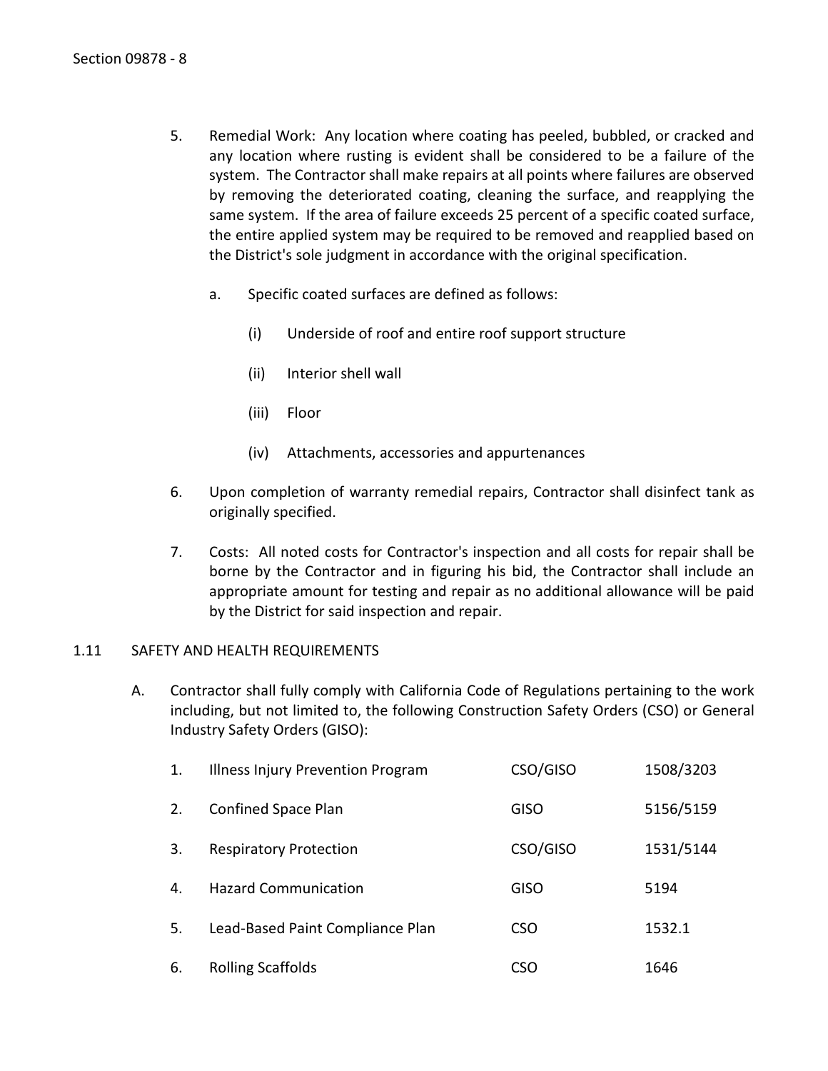5. Remedial Work: Any location where coating has peeled, bubbled, or cracked and any location where rusting is evident shall be considered to be a failure of the system. The Contractor shall make repairs at all points where failures are observed by removing the deteriorated coating, cleaning the surface, and reapplying the same system. If the area of failure exceeds 25 percent of a specific coated surface, the entire applied system may be required to be removed and reapplied based on the District's sole judgment in accordance with the original specification.

   a. Specific coated surfaces are defined as follows:

      (i) Underside of roof and entire roof support structure

      (ii) Interior shell wall

      (iii) Floor

      (iv) Attachments, accessories and appurtenances

6. Upon completion of warranty remedial repairs, Contractor shall disinfect tank as originally specified.

7. Costs: All noted costs for Contractor's inspection and all costs for repair shall be borne by the Contractor and in figuring his bid, the Contractor shall include an appropriate amount for testing and repair as no additional allowance will be paid by the District for said inspection and repair.

## 1.11 SAFETY AND HEALTH REQUIREMENTS

A. Contractor shall fully comply with California Code of Regulations pertaining to the work including, but not limited to, the following Construction Safety Orders (CSO) or General Industry Safety Orders (GISO):

| | | | |
|---|---|---|---|
| 1. | Illness Injury Prevention Program | CSO/GISO | 1508/3203 |
| 2. | Confined Space Plan | GISO | 5156/5159 |
| 3. | Respiratory Protection | CSO/GISO | 1531/5144 |
| 4. | Hazard Communication | GISO | 5194 |
| 5. | Lead-Based Paint Compliance Plan | CSO | 1532.1 |
| 6. | Rolling Scaffolds | CSO | 1646 |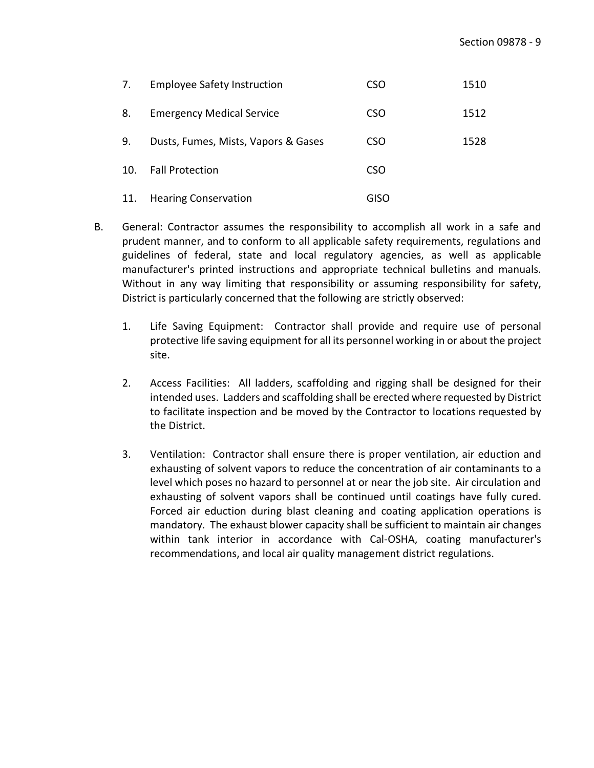| | | | |
|---|---|---|---|
| 7. | Employee Safety Instruction | CSO | 1510 |
| 8. | Emergency Medical Service | CSO | 1512 |
| 9. | Dusts, Fumes, Mists, Vapors & Gases | CSO | 1528 |
| 10. | Fall Protection | CSO | |
| 11. | Hearing Conservation | GISO | |

B. General: Contractor assumes the responsibility to accomplish all work in a safe and prudent manner, and to conform to all applicable safety requirements, regulations and guidelines of federal, state and local regulatory agencies, as well as applicable manufacturer's printed instructions and appropriate technical bulletins and manuals. Without in any way limiting that responsibility or assuming responsibility for safety, District is particularly concerned that the following are strictly observed:

1. Life Saving Equipment: Contractor shall provide and require use of personal protective life saving equipment for all its personnel working in or about the project site.

2. Access Facilities: All ladders, scaffolding and rigging shall be designed for their intended uses. Ladders and scaffolding shall be erected where requested by District to facilitate inspection and be moved by the Contractor to locations requested by the District.

3. Ventilation: Contractor shall ensure there is proper ventilation, air eduction and exhausting of solvent vapors to reduce the concentration of air contaminants to a level which poses no hazard to personnel at or near the job site. Air circulation and exhausting of solvent vapors shall be continued until coatings have fully cured. Forced air eduction during blast cleaning and coating application operations is mandatory. The exhaust blower capacity shall be sufficient to maintain air changes within tank interior in accordance with Cal-OSHA, coating manufacturer's recommendations, and local air quality management district regulations.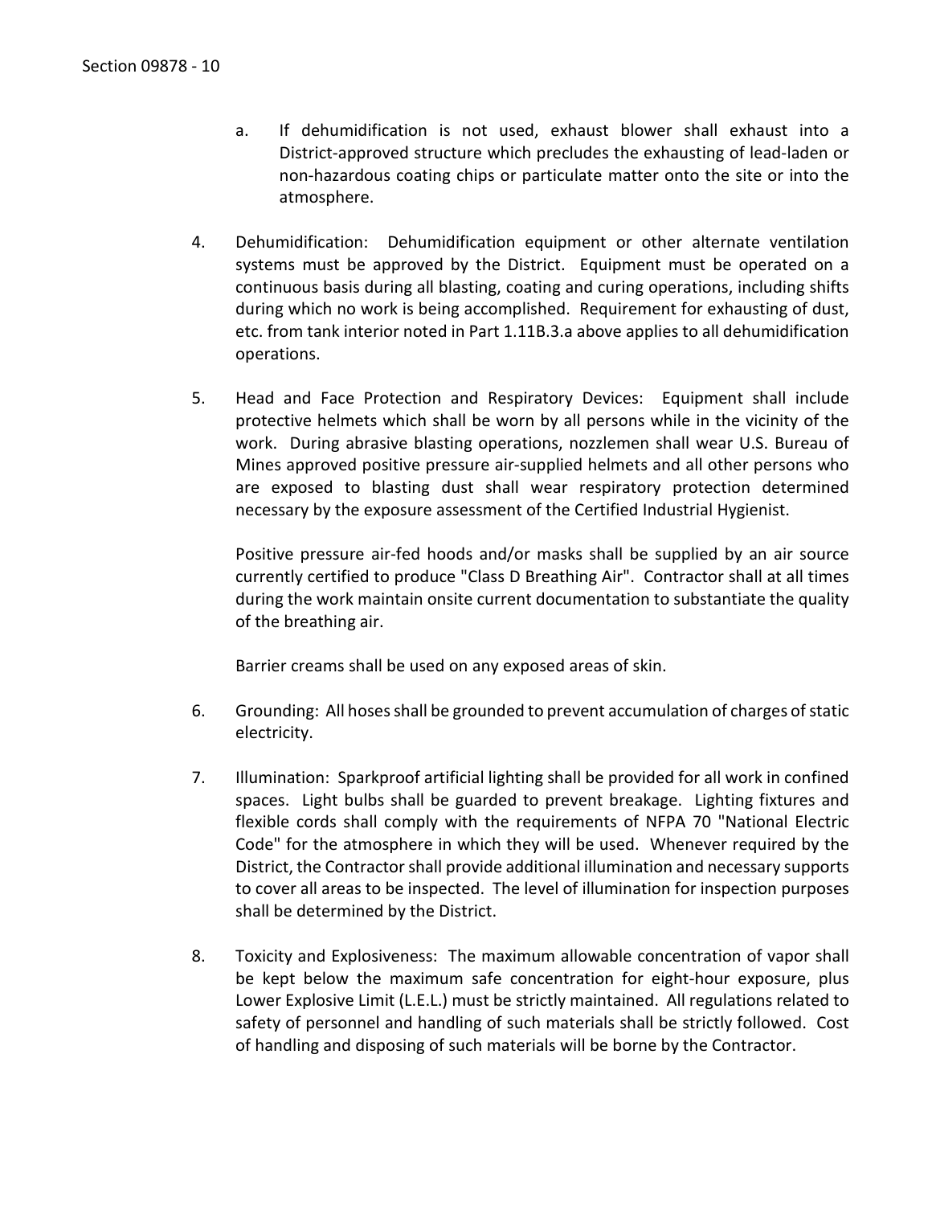a. If dehumidification is not used, exhaust blower shall exhaust into a District-approved structure which precludes the exhausting of lead-laden or non-hazardous coating chips or particulate matter onto the site or into the atmosphere.

4. Dehumidification: Dehumidification equipment or other alternate ventilation systems must be approved by the District. Equipment must be operated on a continuous basis during all blasting, coating and curing operations, including shifts during which no work is being accomplished. Requirement for exhausting of dust, etc. from tank interior noted in Part 1.11B.3.a above applies to all dehumidification operations.

5. Head and Face Protection and Respiratory Devices: Equipment shall include protective helmets which shall be worn by all persons while in the vicinity of the work. During abrasive blasting operations, nozzlemen shall wear U.S. Bureau of Mines approved positive pressure air-supplied helmets and all other persons who are exposed to blasting dust shall wear respiratory protection determined necessary by the exposure assessment of the Certified Industrial Hygienist.

   Positive pressure air-fed hoods and/or masks shall be supplied by an air source currently certified to produce "Class D Breathing Air". Contractor shall at all times during the work maintain onsite current documentation to substantiate the quality of the breathing air.

   Barrier creams shall be used on any exposed areas of skin.

6. Grounding: All hoses shall be grounded to prevent accumulation of charges of static electricity.

7. Illumination: Sparkproof artificial lighting shall be provided for all work in confined spaces. Light bulbs shall be guarded to prevent breakage. Lighting fixtures and flexible cords shall comply with the requirements of NFPA 70 "National Electric Code" for the atmosphere in which they will be used. Whenever required by the District, the Contractor shall provide additional illumination and necessary supports to cover all areas to be inspected. The level of illumination for inspection purposes shall be determined by the District.

8. Toxicity and Explosiveness: The maximum allowable concentration of vapor shall be kept below the maximum safe concentration for eight-hour exposure, plus Lower Explosive Limit (L.E.L.) must be strictly maintained. All regulations related to safety of personnel and handling of such materials shall be strictly followed. Cost of handling and disposing of such materials will be borne by the Contractor.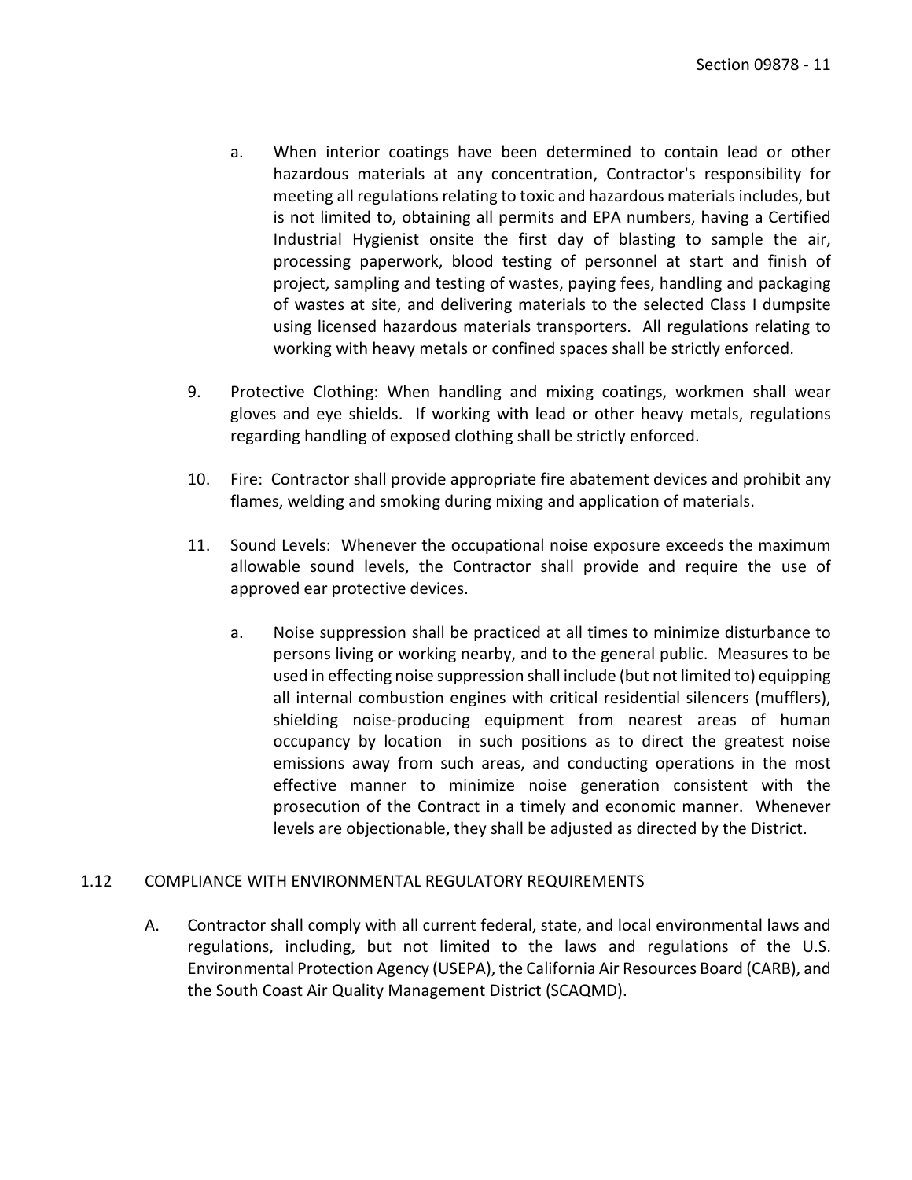a. When interior coatings have been determined to contain lead or other hazardous materials at any concentration, Contractor's responsibility for meeting all regulations relating to toxic and hazardous materials includes, but is not limited to, obtaining all permits and EPA numbers, having a Certified Industrial Hygienist onsite the first day of blasting to sample the air, processing paperwork, blood testing of personnel at start and finish of project, sampling and testing of wastes, paying fees, handling and packaging of wastes at site, and delivering materials to the selected Class I dumpsite using licensed hazardous materials transporters. All regulations relating to working with heavy metals or confined spaces shall be strictly enforced.

9. Protective Clothing: When handling and mixing coatings, workmen shall wear gloves and eye shields. If working with lead or other heavy metals, regulations regarding handling of exposed clothing shall be strictly enforced.

10. Fire: Contractor shall provide appropriate fire abatement devices and prohibit any flames, welding and smoking during mixing and application of materials.

11. Sound Levels: Whenever the occupational noise exposure exceeds the maximum allowable sound levels, the Contractor shall provide and require the use of approved ear protective devices.

    a. Noise suppression shall be practiced at all times to minimize disturbance to persons living or working nearby, and to the general public. Measures to be used in effecting noise suppression shall include (but not limited to) equipping all internal combustion engines with critical residential silencers (mufflers), shielding noise-producing equipment from nearest areas of human occupancy by location in such positions as to direct the greatest noise emissions away from such areas, and conducting operations in the most effective manner to minimize noise generation consistent with the prosecution of the Contract in a timely and economic manner. Whenever levels are objectionable, they shall be adjusted as directed by the District.

## 1.12 COMPLIANCE WITH ENVIRONMENTAL REGULATORY REQUIREMENTS

A. Contractor shall comply with all current federal, state, and local environmental laws and regulations, including, but not limited to the laws and regulations of the U.S. Environmental Protection Agency (USEPA), the California Air Resources Board (CARB), and the South Coast Air Quality Management District (SCAQMD).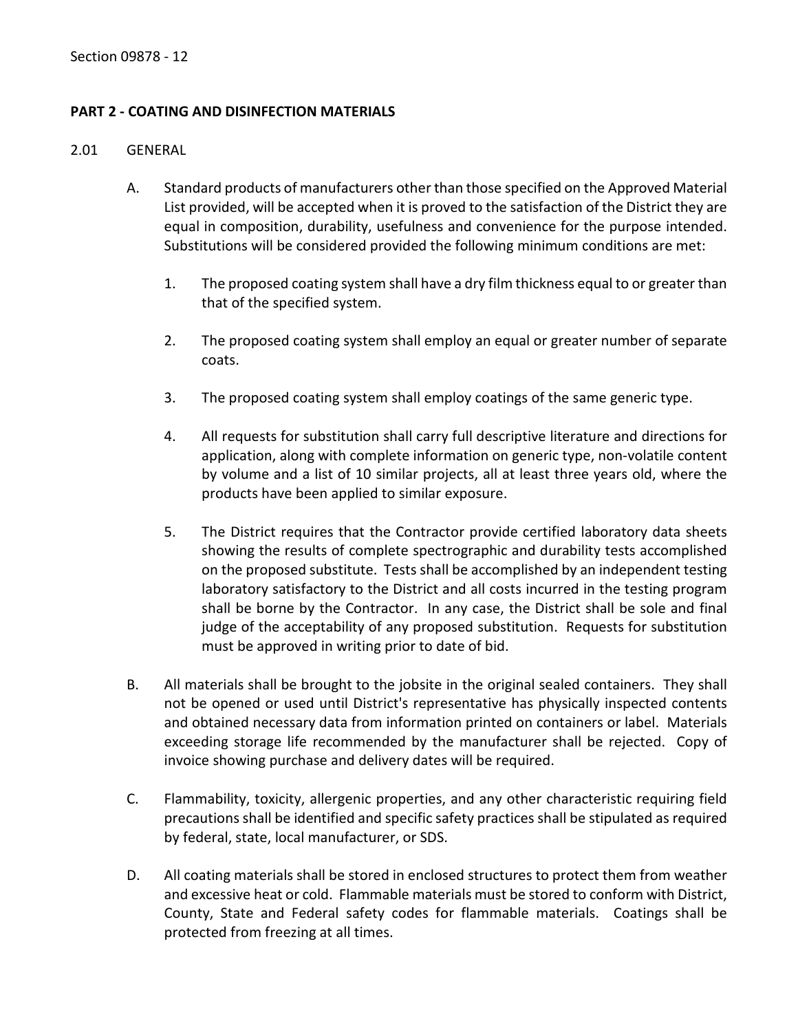## PART 2 - COATING AND DISINFECTION MATERIALS

2.01 GENERAL

A. Standard products of manufacturers other than those specified on the Approved Material List provided, will be accepted when it is proved to the satisfaction of the District they are equal in composition, durability, usefulness and convenience for the purpose intended. Substitutions will be considered provided the following minimum conditions are met:

   1. The proposed coating system shall have a dry film thickness equal to or greater than that of the specified system.

   2. The proposed coating system shall employ an equal or greater number of separate coats.

   3. The proposed coating system shall employ coatings of the same generic type.

   4. All requests for substitution shall carry full descriptive literature and directions for application, along with complete information on generic type, non-volatile content by volume and a list of 10 similar projects, all at least three years old, where the products have been applied to similar exposure.

   5. The District requires that the Contractor provide certified laboratory data sheets showing the results of complete spectrographic and durability tests accomplished on the proposed substitute. Tests shall be accomplished by an independent testing laboratory satisfactory to the District and all costs incurred in the testing program shall be borne by the Contractor. In any case, the District shall be sole and final judge of the acceptability of any proposed substitution. Requests for substitution must be approved in writing prior to date of bid.

B. All materials shall be brought to the jobsite in the original sealed containers. They shall not be opened or used until District's representative has physically inspected contents and obtained necessary data from information printed on containers or label. Materials exceeding storage life recommended by the manufacturer shall be rejected. Copy of invoice showing purchase and delivery dates will be required.

C. Flammability, toxicity, allergenic properties, and any other characteristic requiring field precautions shall be identified and specific safety practices shall be stipulated as required by federal, state, local manufacturer, or SDS.

D. All coating materials shall be stored in enclosed structures to protect them from weather and excessive heat or cold. Flammable materials must be stored to conform with District, County, State and Federal safety codes for flammable materials. Coatings shall be protected from freezing at all times.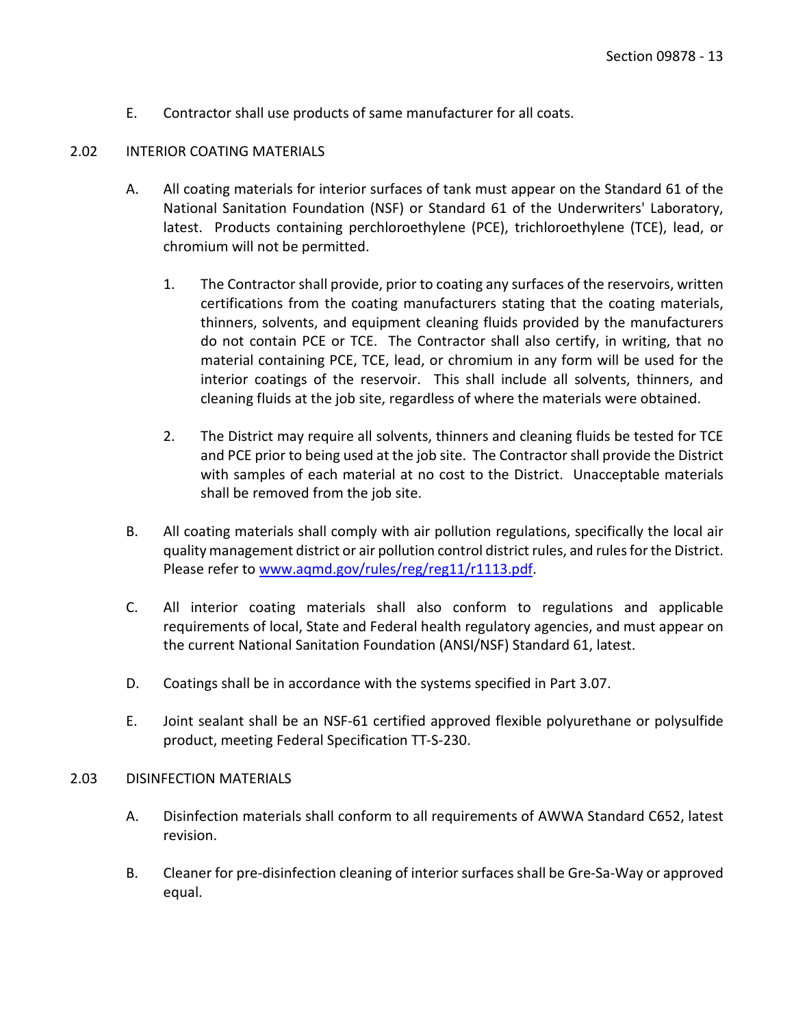E. Contractor shall use products of same manufacturer for all coats.

## 2.02 INTERIOR COATING MATERIALS

A. All coating materials for interior surfaces of tank must appear on the Standard 61 of the National Sanitation Foundation (NSF) or Standard 61 of the Underwriters' Laboratory, latest. Products containing perchloroethylene (PCE), trichloroethylene (TCE), lead, or chromium will not be permitted.

1. The Contractor shall provide, prior to coating any surfaces of the reservoirs, written certifications from the coating manufacturers stating that the coating materials, thinners, solvents, and equipment cleaning fluids provided by the manufacturers do not contain PCE or TCE. The Contractor shall also certify, in writing, that no material containing PCE, TCE, lead, or chromium in any form will be used for the interior coatings of the reservoir. This shall include all solvents, thinners, and cleaning fluids at the job site, regardless of where the materials were obtained.

2. The District may require all solvents, thinners and cleaning fluids be tested for TCE and PCE prior to being used at the job site. The Contractor shall provide the District with samples of each material at no cost to the District. Unacceptable materials shall be removed from the job site.

B. All coating materials shall comply with air pollution regulations, specifically the local air quality management district or air pollution control district rules, and rules for the District. Please refer to [www.aqmd.gov/rules/reg/reg11/r1113.pdf](http://www.aqmd.gov/rules/reg/reg11/r1113.pdf).

C. All interior coating materials shall also conform to regulations and applicable requirements of local, State and Federal health regulatory agencies, and must appear on the current National Sanitation Foundation (ANSI/NSF) Standard 61, latest.

D. Coatings shall be in accordance with the systems specified in Part 3.07.

E. Joint sealant shall be an NSF-61 certified approved flexible polyurethane or polysulfide product, meeting Federal Specification TT-S-230.

## 2.03 DISINFECTION MATERIALS

A. Disinfection materials shall conform to all requirements of AWWA Standard C652, latest revision.

B. Cleaner for pre-disinfection cleaning of interior surfaces shall be Gre-Sa-Way or approved equal.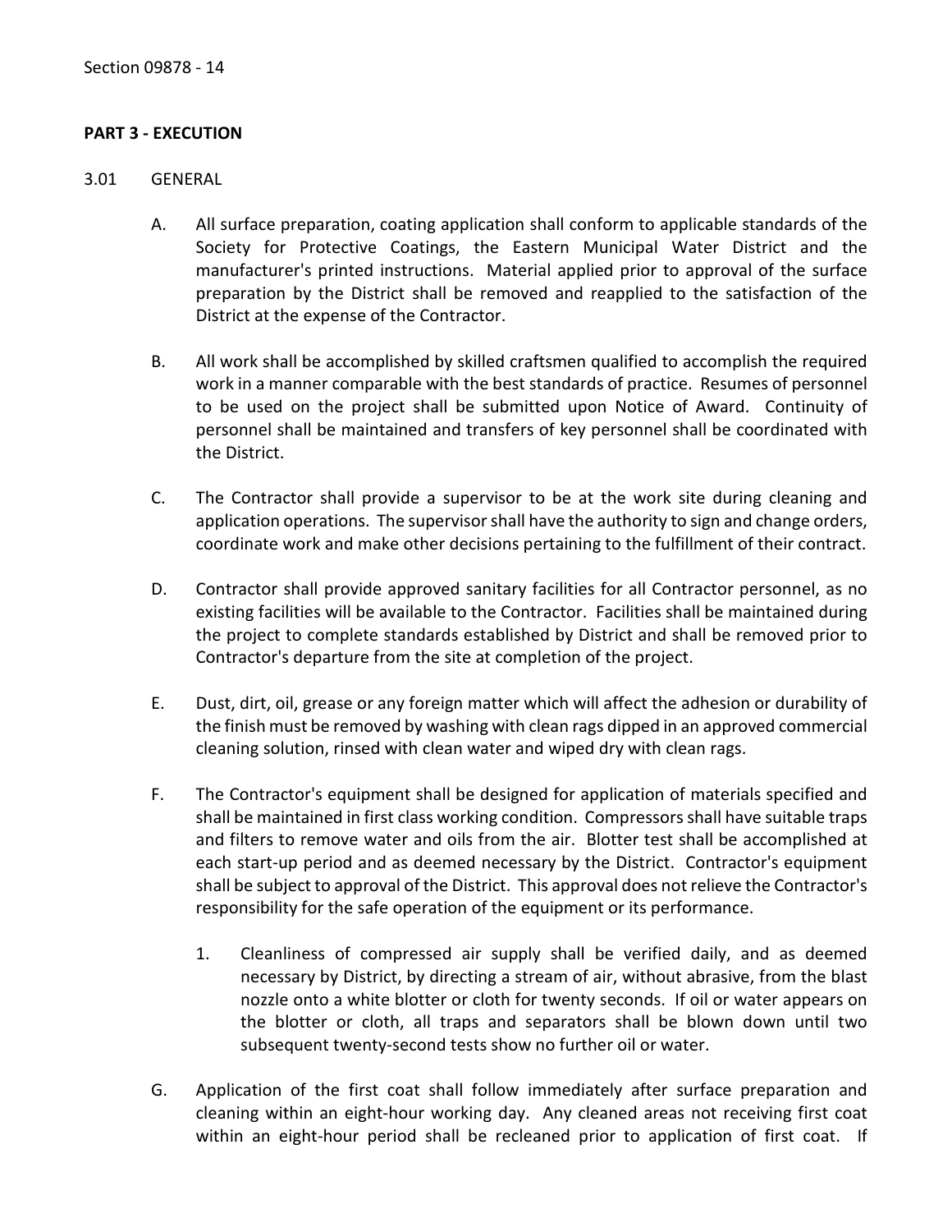## PART 3 - EXECUTION

3.01 GENERAL

A. All surface preparation, coating application shall conform to applicable standards of the Society for Protective Coatings, the Eastern Municipal Water District and the manufacturer's printed instructions. Material applied prior to approval of the surface preparation by the District shall be removed and reapplied to the satisfaction of the District at the expense of the Contractor.

B. All work shall be accomplished by skilled craftsmen qualified to accomplish the required work in a manner comparable with the best standards of practice. Resumes of personnel to be used on the project shall be submitted upon Notice of Award. Continuity of personnel shall be maintained and transfers of key personnel shall be coordinated with the District.

C. The Contractor shall provide a supervisor to be at the work site during cleaning and application operations. The supervisor shall have the authority to sign and change orders, coordinate work and make other decisions pertaining to the fulfillment of their contract.

D. Contractor shall provide approved sanitary facilities for all Contractor personnel, as no existing facilities will be available to the Contractor. Facilities shall be maintained during the project to complete standards established by District and shall be removed prior to Contractor's departure from the site at completion of the project.

E. Dust, dirt, oil, grease or any foreign matter which will affect the adhesion or durability of the finish must be removed by washing with clean rags dipped in an approved commercial cleaning solution, rinsed with clean water and wiped dry with clean rags.

F. The Contractor's equipment shall be designed for application of materials specified and shall be maintained in first class working condition. Compressors shall have suitable traps and filters to remove water and oils from the air. Blotter test shall be accomplished at each start-up period and as deemed necessary by the District. Contractor's equipment shall be subject to approval of the District. This approval does not relieve the Contractor's responsibility for the safe operation of the equipment or its performance.

   1. Cleanliness of compressed air supply shall be verified daily, and as deemed necessary by District, by directing a stream of air, without abrasive, from the blast nozzle onto a white blotter or cloth for twenty seconds. If oil or water appears on the blotter or cloth, all traps and separators shall be blown down until two subsequent twenty-second tests show no further oil or water.

G. Application of the first coat shall follow immediately after surface preparation and cleaning within an eight-hour working day. Any cleaned areas not receiving first coat within an eight-hour period shall be recleaned prior to application of first coat. If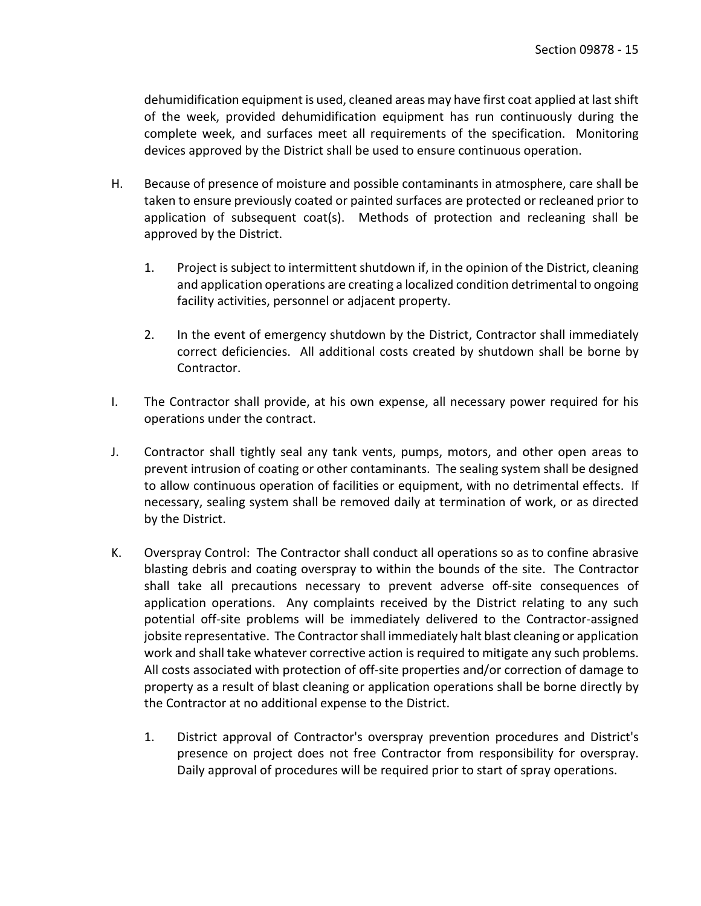dehumidification equipment is used, cleaned areas may have first coat applied at last shift of the week, provided dehumidification equipment has run continuously during the complete week, and surfaces meet all requirements of the specification. Monitoring devices approved by the District shall be used to ensure continuous operation.

H. Because of presence of moisture and possible contaminants in atmosphere, care shall be taken to ensure previously coated or painted surfaces are protected or recleaned prior to application of subsequent coat(s). Methods of protection and recleaning shall be approved by the District.

   1. Project is subject to intermittent shutdown if, in the opinion of the District, cleaning and application operations are creating a localized condition detrimental to ongoing facility activities, personnel or adjacent property.

   2. In the event of emergency shutdown by the District, Contractor shall immediately correct deficiencies. All additional costs created by shutdown shall be borne by Contractor.

I. The Contractor shall provide, at his own expense, all necessary power required for his operations under the contract.

J. Contractor shall tightly seal any tank vents, pumps, motors, and other open areas to prevent intrusion of coating or other contaminants. The sealing system shall be designed to allow continuous operation of facilities or equipment, with no detrimental effects. If necessary, sealing system shall be removed daily at termination of work, or as directed by the District.

K. Overspray Control: The Contractor shall conduct all operations so as to confine abrasive blasting debris and coating overspray to within the bounds of the site. The Contractor shall take all precautions necessary to prevent adverse off-site consequences of application operations. Any complaints received by the District relating to any such potential off-site problems will be immediately delivered to the Contractor-assigned jobsite representative. The Contractor shall immediately halt blast cleaning or application work and shall take whatever corrective action is required to mitigate any such problems. All costs associated with protection of off-site properties and/or correction of damage to property as a result of blast cleaning or application operations shall be borne directly by the Contractor at no additional expense to the District.

   1. District approval of Contractor's overspray prevention procedures and District's presence on project does not free Contractor from responsibility for overspray. Daily approval of procedures will be required prior to start of spray operations.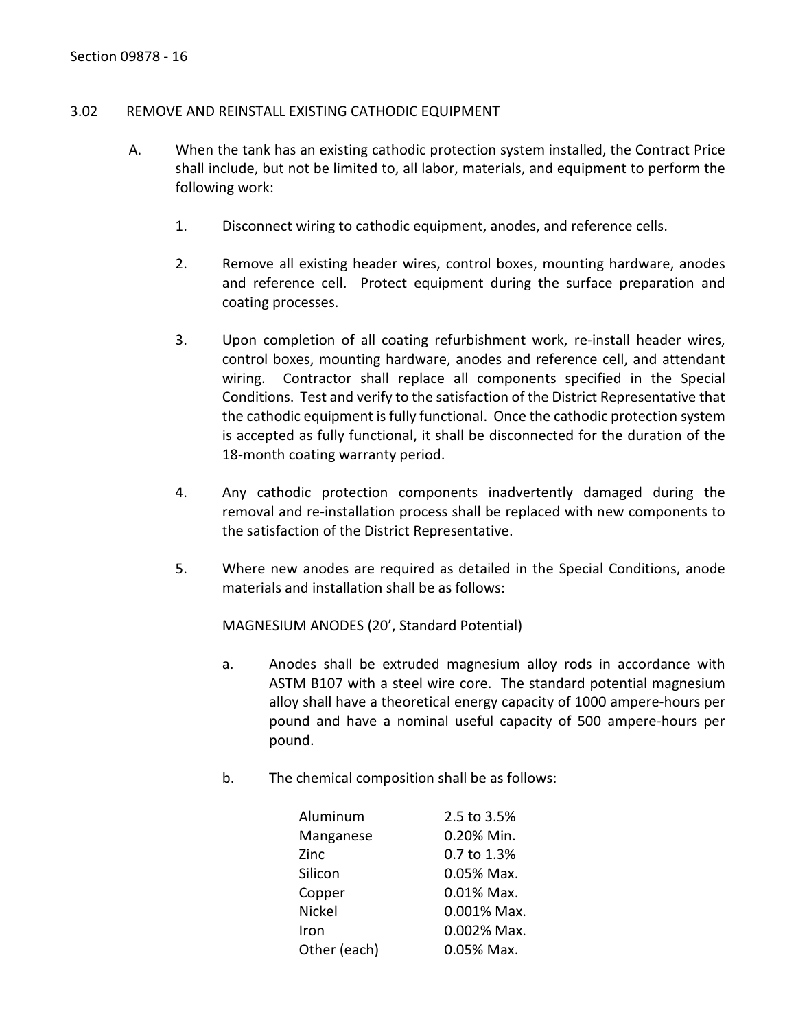## 3.02 REMOVE AND REINSTALL EXISTING CATHODIC EQUIPMENT

A. When the tank has an existing cathodic protection system installed, the Contract Price shall include, but not be limited to, all labor, materials, and equipment to perform the following work:

1. Disconnect wiring to cathodic equipment, anodes, and reference cells.

2. Remove all existing header wires, control boxes, mounting hardware, anodes and reference cell. Protect equipment during the surface preparation and coating processes.

3. Upon completion of all coating refurbishment work, re-install header wires, control boxes, mounting hardware, anodes and reference cell, and attendant wiring. Contractor shall replace all components specified in the Special Conditions. Test and verify to the satisfaction of the District Representative that the cathodic equipment is fully functional. Once the cathodic protection system is accepted as fully functional, it shall be disconnected for the duration of the 18-month coating warranty period.

4. Any cathodic protection components inadvertently damaged during the removal and re-installation process shall be replaced with new components to the satisfaction of the District Representative.

5. Where new anodes are required as detailed in the Special Conditions, anode materials and installation shall be as follows:

   MAGNESIUM ANODES (20', Standard Potential)

   a. Anodes shall be extruded magnesium alloy rods in accordance with ASTM B107 with a steel wire core. The standard potential magnesium alloy shall have a theoretical energy capacity of 1000 ampere-hours per pound and have a nominal useful capacity of 500 ampere-hours per pound.

   b. The chemical composition shall be as follows:

| Element | Composition |
|---|---|
| Aluminum | 2.5 to 3.5% |
| Manganese | 0.20% Min. |
| Zinc | 0.7 to 1.3% |
| Silicon | 0.05% Max. |
| Copper | 0.01% Max. |
| Nickel | 0.001% Max. |
| Iron | 0.002% Max. |
| Other (each) | 0.05% Max. |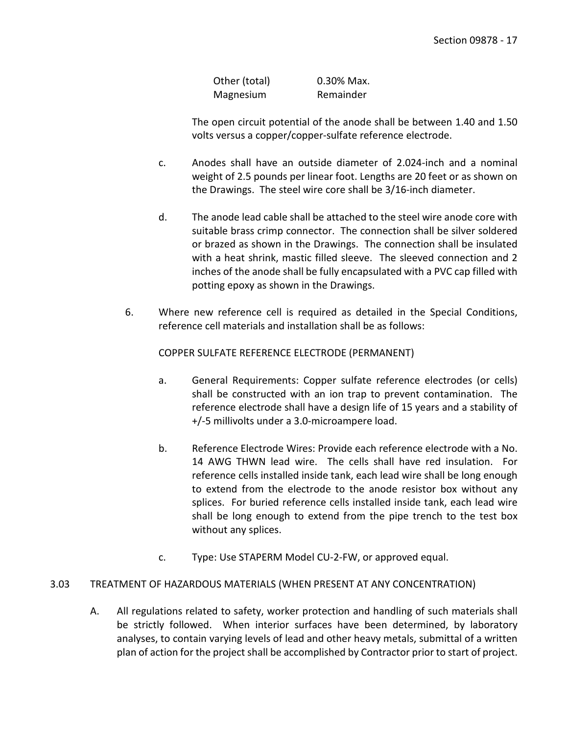| | |
|---|---|
| Other (total) | 0.30% Max. |
| Magnesium | Remainder |

The open circuit potential of the anode shall be between 1.40 and 1.50 volts versus a copper/copper-sulfate reference electrode.

c. Anodes shall have an outside diameter of 2.024-inch and a nominal weight of 2.5 pounds per linear foot. Lengths are 20 feet or as shown on the Drawings. The steel wire core shall be 3/16-inch diameter.

d. The anode lead cable shall be attached to the steel wire anode core with suitable brass crimp connector. The connection shall be silver soldered or brazed as shown in the Drawings. The connection shall be insulated with a heat shrink, mastic filled sleeve. The sleeved connection and 2 inches of the anode shall be fully encapsulated with a PVC cap filled with potting epoxy as shown in the Drawings.

6. Where new reference cell is required as detailed in the Special Conditions, reference cell materials and installation shall be as follows:

COPPER SULFATE REFERENCE ELECTRODE (PERMANENT)

a. General Requirements: Copper sulfate reference electrodes (or cells) shall be constructed with an ion trap to prevent contamination. The reference electrode shall have a design life of 15 years and a stability of +/-5 millivolts under a 3.0-microampere load.

b. Reference Electrode Wires: Provide each reference electrode with a No. 14 AWG THWN lead wire. The cells shall have red insulation. For reference cells installed inside tank, each lead wire shall be long enough to extend from the electrode to the anode resistor box without any splices. For buried reference cells installed inside tank, each lead wire shall be long enough to extend from the pipe trench to the test box without any splices.

c. Type: Use STAPERM Model CU-2-FW, or approved equal.

## 3.03 TREATMENT OF HAZARDOUS MATERIALS (WHEN PRESENT AT ANY CONCENTRATION)

A. All regulations related to safety, worker protection and handling of such materials shall be strictly followed. When interior surfaces have been determined, by laboratory analyses, to contain varying levels of lead and other heavy metals, submittal of a written plan of action for the project shall be accomplished by Contractor prior to start of project.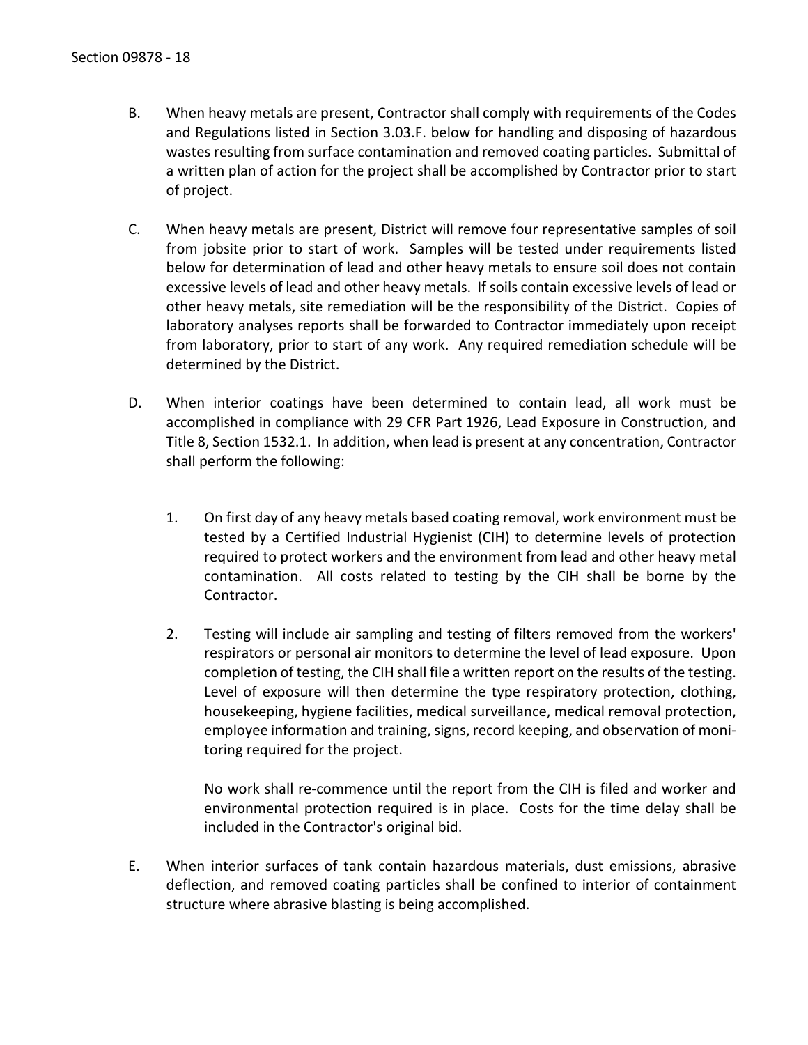B. When heavy metals are present, Contractor shall comply with requirements of the Codes and Regulations listed in Section 3.03.F. below for handling and disposing of hazardous wastes resulting from surface contamination and removed coating particles. Submittal of a written plan of action for the project shall be accomplished by Contractor prior to start of project.

C. When heavy metals are present, District will remove four representative samples of soil from jobsite prior to start of work. Samples will be tested under requirements listed below for determination of lead and other heavy metals to ensure soil does not contain excessive levels of lead and other heavy metals. If soils contain excessive levels of lead or other heavy metals, site remediation will be the responsibility of the District. Copies of laboratory analyses reports shall be forwarded to Contractor immediately upon receipt from laboratory, prior to start of any work. Any required remediation schedule will be determined by the District.

D. When interior coatings have been determined to contain lead, all work must be accomplished in compliance with 29 CFR Part 1926, Lead Exposure in Construction, and Title 8, Section 1532.1. In addition, when lead is present at any concentration, Contractor shall perform the following:

   1. On first day of any heavy metals based coating removal, work environment must be tested by a Certified Industrial Hygienist (CIH) to determine levels of protection required to protect workers and the environment from lead and other heavy metal contamination. All costs related to testing by the CIH shall be borne by the Contractor.

   2. Testing will include air sampling and testing of filters removed from the workers' respirators or personal air monitors to determine the level of lead exposure. Upon completion of testing, the CIH shall file a written report on the results of the testing. Level of exposure will then determine the type respiratory protection, clothing, housekeeping, hygiene facilities, medical surveillance, medical removal protection, employee information and training, signs, record keeping, and observation of monitoring required for the project.

      No work shall re-commence until the report from the CIH is filed and worker and environmental protection required is in place. Costs for the time delay shall be included in the Contractor's original bid.

E. When interior surfaces of tank contain hazardous materials, dust emissions, abrasive deflection, and removed coating particles shall be confined to interior of containment structure where abrasive blasting is being accomplished.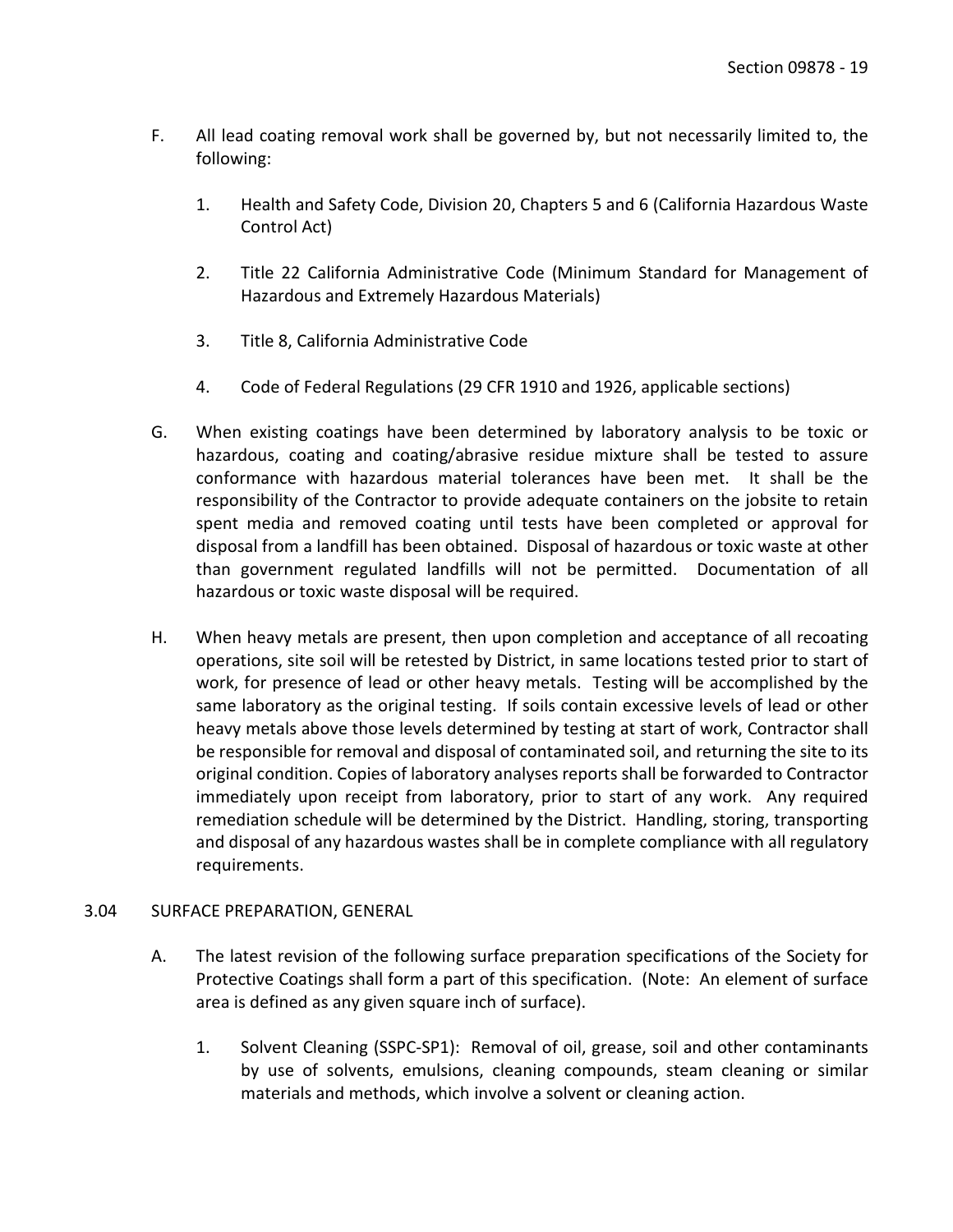F. All lead coating removal work shall be governed by, but not necessarily limited to, the following:

   1. Health and Safety Code, Division 20, Chapters 5 and 6 (California Hazardous Waste Control Act)

   2. Title 22 California Administrative Code (Minimum Standard for Management of Hazardous and Extremely Hazardous Materials)

   3. Title 8, California Administrative Code

   4. Code of Federal Regulations (29 CFR 1910 and 1926, applicable sections)

G. When existing coatings have been determined by laboratory analysis to be toxic or hazardous, coating and coating/abrasive residue mixture shall be tested to assure conformance with hazardous material tolerances have been met. It shall be the responsibility of the Contractor to provide adequate containers on the jobsite to retain spent media and removed coating until tests have been completed or approval for disposal from a landfill has been obtained. Disposal of hazardous or toxic waste at other than government regulated landfills will not be permitted. Documentation of all hazardous or toxic waste disposal will be required.

H. When heavy metals are present, then upon completion and acceptance of all recoating operations, site soil will be retested by District, in same locations tested prior to start of work, for presence of lead or other heavy metals. Testing will be accomplished by the same laboratory as the original testing. If soils contain excessive levels of lead or other heavy metals above those levels determined by testing at start of work, Contractor shall be responsible for removal and disposal of contaminated soil, and returning the site to its original condition. Copies of laboratory analyses reports shall be forwarded to Contractor immediately upon receipt from laboratory, prior to start of any work. Any required remediation schedule will be determined by the District. Handling, storing, transporting and disposal of any hazardous wastes shall be in complete compliance with all regulatory requirements.

## 3.04 SURFACE PREPARATION, GENERAL

A. The latest revision of the following surface preparation specifications of the Society for Protective Coatings shall form a part of this specification. (Note: An element of surface area is defined as any given square inch of surface).

   1. Solvent Cleaning (SSPC-SP1): Removal of oil, grease, soil and other contaminants by use of solvents, emulsions, cleaning compounds, steam cleaning or similar materials and methods, which involve a solvent or cleaning action.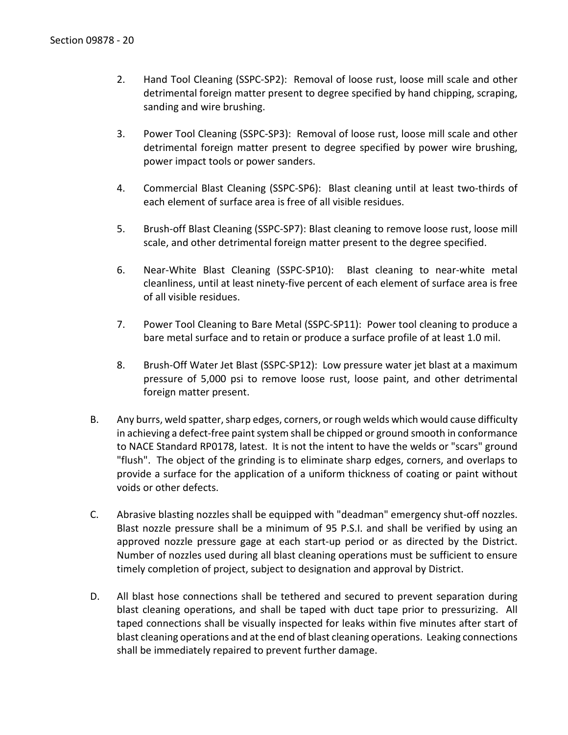2. Hand Tool Cleaning (SSPC-SP2): Removal of loose rust, loose mill scale and other detrimental foreign matter present to degree specified by hand chipping, scraping, sanding and wire brushing.

3. Power Tool Cleaning (SSPC-SP3): Removal of loose rust, loose mill scale and other detrimental foreign matter present to degree specified by power wire brushing, power impact tools or power sanders.

4. Commercial Blast Cleaning (SSPC-SP6): Blast cleaning until at least two-thirds of each element of surface area is free of all visible residues.

5. Brush-off Blast Cleaning (SSPC-SP7): Blast cleaning to remove loose rust, loose mill scale, and other detrimental foreign matter present to the degree specified.

6. Near-White Blast Cleaning (SSPC-SP10): Blast cleaning to near-white metal cleanliness, until at least ninety-five percent of each element of surface area is free of all visible residues.

7. Power Tool Cleaning to Bare Metal (SSPC-SP11): Power tool cleaning to produce a bare metal surface and to retain or produce a surface profile of at least 1.0 mil.

8. Brush-Off Water Jet Blast (SSPC-SP12): Low pressure water jet blast at a maximum pressure of 5,000 psi to remove loose rust, loose paint, and other detrimental foreign matter present.

B. Any burrs, weld spatter, sharp edges, corners, or rough welds which would cause difficulty in achieving a defect-free paint system shall be chipped or ground smooth in conformance to NACE Standard RP0178, latest. It is not the intent to have the welds or "scars" ground "flush". The object of the grinding is to eliminate sharp edges, corners, and overlaps to provide a surface for the application of a uniform thickness of coating or paint without voids or other defects.

C. Abrasive blasting nozzles shall be equipped with "deadman" emergency shut-off nozzles. Blast nozzle pressure shall be a minimum of 95 P.S.I. and shall be verified by using an approved nozzle pressure gage at each start-up period or as directed by the District. Number of nozzles used during all blast cleaning operations must be sufficient to ensure timely completion of project, subject to designation and approval by District.

D. All blast hose connections shall be tethered and secured to prevent separation during blast cleaning operations, and shall be taped with duct tape prior to pressurizing. All taped connections shall be visually inspected for leaks within five minutes after start of blast cleaning operations and at the end of blast cleaning operations. Leaking connections shall be immediately repaired to prevent further damage.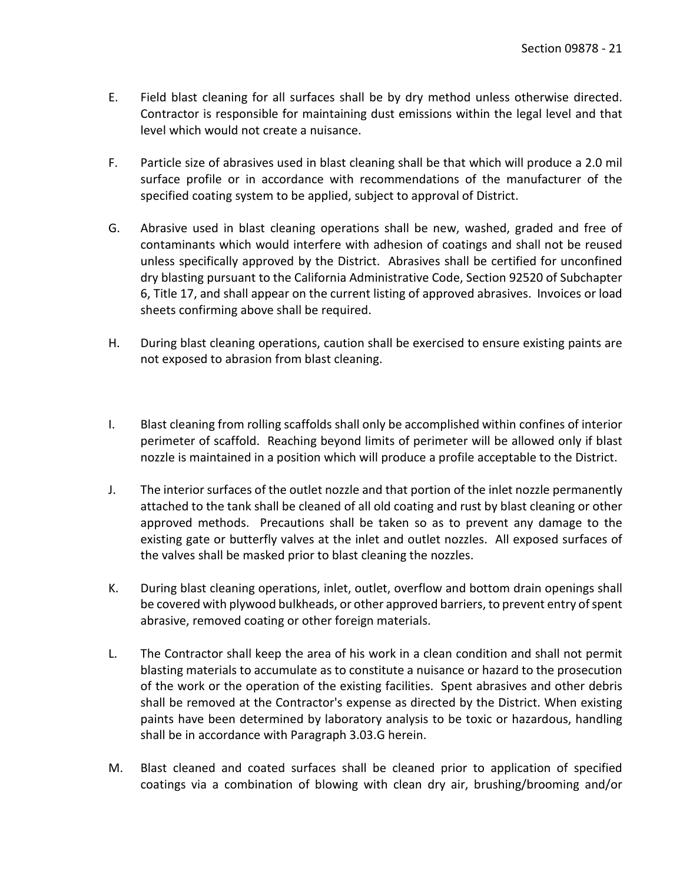E. Field blast cleaning for all surfaces shall be by dry method unless otherwise directed. Contractor is responsible for maintaining dust emissions within the legal level and that level which would not create a nuisance.

F. Particle size of abrasives used in blast cleaning shall be that which will produce a 2.0 mil surface profile or in accordance with recommendations of the manufacturer of the specified coating system to be applied, subject to approval of District.

G. Abrasive used in blast cleaning operations shall be new, washed, graded and free of contaminants which would interfere with adhesion of coatings and shall not be reused unless specifically approved by the District. Abrasives shall be certified for unconfined dry blasting pursuant to the California Administrative Code, Section 92520 of Subchapter 6, Title 17, and shall appear on the current listing of approved abrasives. Invoices or load sheets confirming above shall be required.

H. During blast cleaning operations, caution shall be exercised to ensure existing paints are not exposed to abrasion from blast cleaning.

I. Blast cleaning from rolling scaffolds shall only be accomplished within confines of interior perimeter of scaffold. Reaching beyond limits of perimeter will be allowed only if blast nozzle is maintained in a position which will produce a profile acceptable to the District.

J. The interior surfaces of the outlet nozzle and that portion of the inlet nozzle permanently attached to the tank shall be cleaned of all old coating and rust by blast cleaning or other approved methods. Precautions shall be taken so as to prevent any damage to the existing gate or butterfly valves at the inlet and outlet nozzles. All exposed surfaces of the valves shall be masked prior to blast cleaning the nozzles.

K. During blast cleaning operations, inlet, outlet, overflow and bottom drain openings shall be covered with plywood bulkheads, or other approved barriers, to prevent entry of spent abrasive, removed coating or other foreign materials.

L. The Contractor shall keep the area of his work in a clean condition and shall not permit blasting materials to accumulate as to constitute a nuisance or hazard to the prosecution of the work or the operation of the existing facilities. Spent abrasives and other debris shall be removed at the Contractor's expense as directed by the District. When existing paints have been determined by laboratory analysis to be toxic or hazardous, handling shall be in accordance with Paragraph 3.03.G herein.

M. Blast cleaned and coated surfaces shall be cleaned prior to application of specified coatings via a combination of blowing with clean dry air, brushing/brooming and/or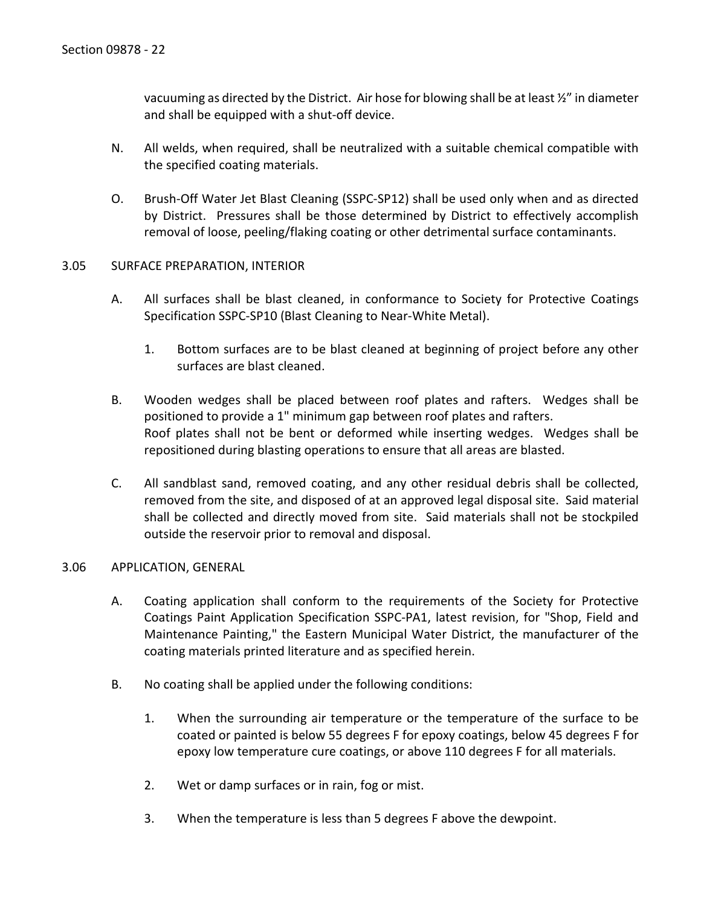vacuuming as directed by the District. Air hose for blowing shall be at least ½" in diameter and shall be equipped with a shut-off device.

N. All welds, when required, shall be neutralized with a suitable chemical compatible with the specified coating materials.

O. Brush-Off Water Jet Blast Cleaning (SSPC-SP12) shall be used only when and as directed by District. Pressures shall be those determined by District to effectively accomplish removal of loose, peeling/flaking coating or other detrimental surface contaminants.

## 3.05 SURFACE PREPARATION, INTERIOR

A. All surfaces shall be blast cleaned, in conformance to Society for Protective Coatings Specification SSPC-SP10 (Blast Cleaning to Near-White Metal).

   1. Bottom surfaces are to be blast cleaned at beginning of project before any other surfaces are blast cleaned.

B. Wooden wedges shall be placed between roof plates and rafters. Wedges shall be positioned to provide a 1" minimum gap between roof plates and rafters. Roof plates shall not be bent or deformed while inserting wedges. Wedges shall be repositioned during blasting operations to ensure that all areas are blasted.

C. All sandblast sand, removed coating, and any other residual debris shall be collected, removed from the site, and disposed of at an approved legal disposal site. Said material shall be collected and directly moved from site. Said materials shall not be stockpiled outside the reservoir prior to removal and disposal.

## 3.06 APPLICATION, GENERAL

A. Coating application shall conform to the requirements of the Society for Protective Coatings Paint Application Specification SSPC-PA1, latest revision, for "Shop, Field and Maintenance Painting," the Eastern Municipal Water District, the manufacturer of the coating materials printed literature and as specified herein.

B. No coating shall be applied under the following conditions:

   1. When the surrounding air temperature or the temperature of the surface to be coated or painted is below 55 degrees F for epoxy coatings, below 45 degrees F for epoxy low temperature cure coatings, or above 110 degrees F for all materials.

   2. Wet or damp surfaces or in rain, fog or mist.

   3. When the temperature is less than 5 degrees F above the dewpoint.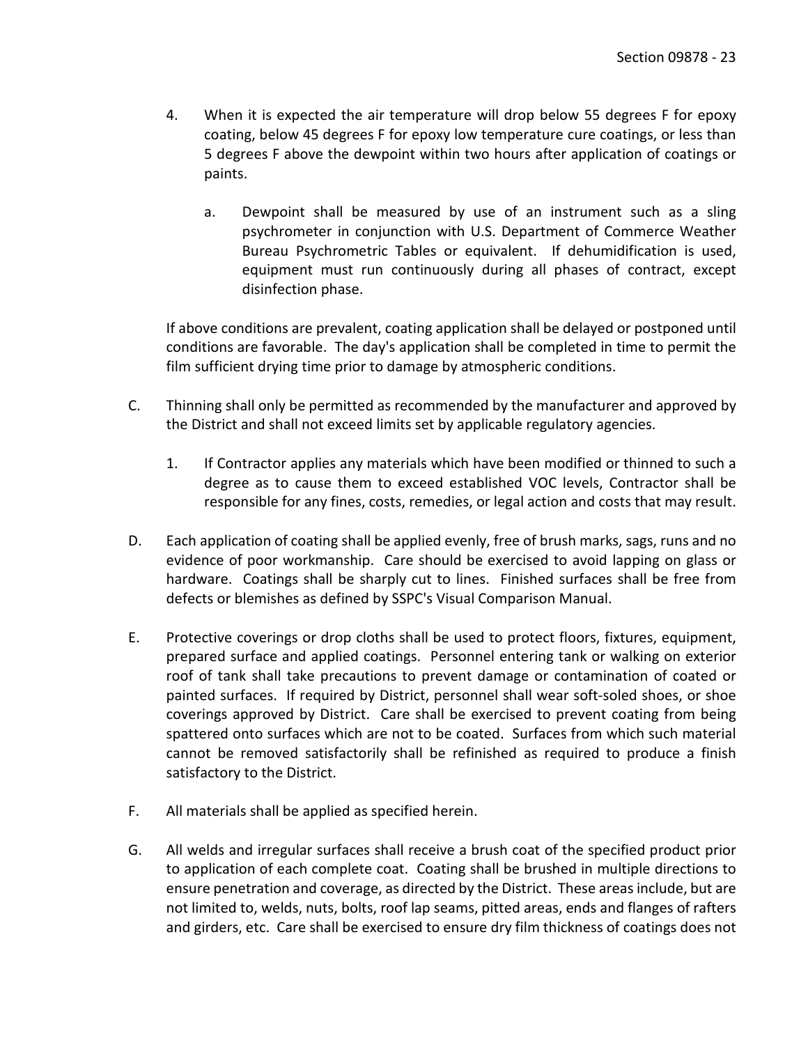4. When it is expected the air temperature will drop below 55 degrees F for epoxy coating, below 45 degrees F for epoxy low temperature cure coatings, or less than 5 degrees F above the dewpoint within two hours after application of coatings or paints.

   a. Dewpoint shall be measured by use of an instrument such as a sling psychrometer in conjunction with U.S. Department of Commerce Weather Bureau Psychrometric Tables or equivalent. If dehumidification is used, equipment must run continuously during all phases of contract, except disinfection phase.

If above conditions are prevalent, coating application shall be delayed or postponed until conditions are favorable. The day's application shall be completed in time to permit the film sufficient drying time prior to damage by atmospheric conditions.

C. Thinning shall only be permitted as recommended by the manufacturer and approved by the District and shall not exceed limits set by applicable regulatory agencies.

   1. If Contractor applies any materials which have been modified or thinned to such a degree as to cause them to exceed established VOC levels, Contractor shall be responsible for any fines, costs, remedies, or legal action and costs that may result.

D. Each application of coating shall be applied evenly, free of brush marks, sags, runs and no evidence of poor workmanship. Care should be exercised to avoid lapping on glass or hardware. Coatings shall be sharply cut to lines. Finished surfaces shall be free from defects or blemishes as defined by SSPC's Visual Comparison Manual.

E. Protective coverings or drop cloths shall be used to protect floors, fixtures, equipment, prepared surface and applied coatings. Personnel entering tank or walking on exterior roof of tank shall take precautions to prevent damage or contamination of coated or painted surfaces. If required by District, personnel shall wear soft-soled shoes, or shoe coverings approved by District. Care shall be exercised to prevent coating from being spattered onto surfaces which are not to be coated. Surfaces from which such material cannot be removed satisfactorily shall be refinished as required to produce a finish satisfactory to the District.

F. All materials shall be applied as specified herein.

G. All welds and irregular surfaces shall receive a brush coat of the specified product prior to application of each complete coat. Coating shall be brushed in multiple directions to ensure penetration and coverage, as directed by the District. These areas include, but are not limited to, welds, nuts, bolts, roof lap seams, pitted areas, ends and flanges of rafters and girders, etc. Care shall be exercised to ensure dry film thickness of coatings does not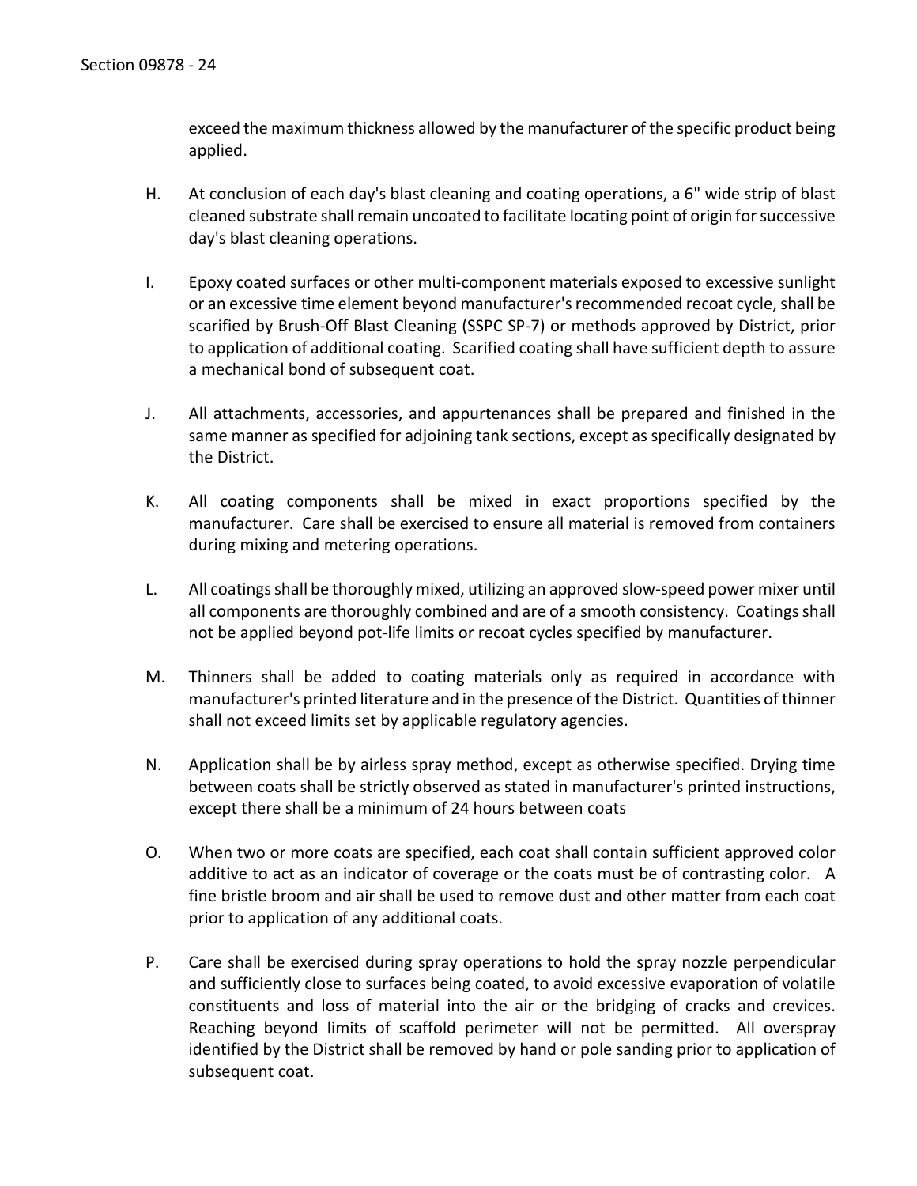exceed the maximum thickness allowed by the manufacturer of the specific product being applied.

H. At conclusion of each day's blast cleaning and coating operations, a 6" wide strip of blast cleaned substrate shall remain uncoated to facilitate locating point of origin for successive day's blast cleaning operations.

I. Epoxy coated surfaces or other multi-component materials exposed to excessive sunlight or an excessive time element beyond manufacturer's recommended recoat cycle, shall be scarified by Brush-Off Blast Cleaning (SSPC SP-7) or methods approved by District, prior to application of additional coating. Scarified coating shall have sufficient depth to assure a mechanical bond of subsequent coat.

J. All attachments, accessories, and appurtenances shall be prepared and finished in the same manner as specified for adjoining tank sections, except as specifically designated by the District.

K. All coating components shall be mixed in exact proportions specified by the manufacturer. Care shall be exercised to ensure all material is removed from containers during mixing and metering operations.

L. All coatings shall be thoroughly mixed, utilizing an approved slow-speed power mixer until all components are thoroughly combined and are of a smooth consistency. Coatings shall not be applied beyond pot-life limits or recoat cycles specified by manufacturer.

M. Thinners shall be added to coating materials only as required in accordance with manufacturer's printed literature and in the presence of the District. Quantities of thinner shall not exceed limits set by applicable regulatory agencies.

N. Application shall be by airless spray method, except as otherwise specified. Drying time between coats shall be strictly observed as stated in manufacturer's printed instructions, except there shall be a minimum of 24 hours between coats

O. When two or more coats are specified, each coat shall contain sufficient approved color additive to act as an indicator of coverage or the coats must be of contrasting color. A fine bristle broom and air shall be used to remove dust and other matter from each coat prior to application of any additional coats.

P. Care shall be exercised during spray operations to hold the spray nozzle perpendicular and sufficiently close to surfaces being coated, to avoid excessive evaporation of volatile constituents and loss of material into the air or the bridging of cracks and crevices. Reaching beyond limits of scaffold perimeter will not be permitted. All overspray identified by the District shall be removed by hand or pole sanding prior to application of subsequent coat.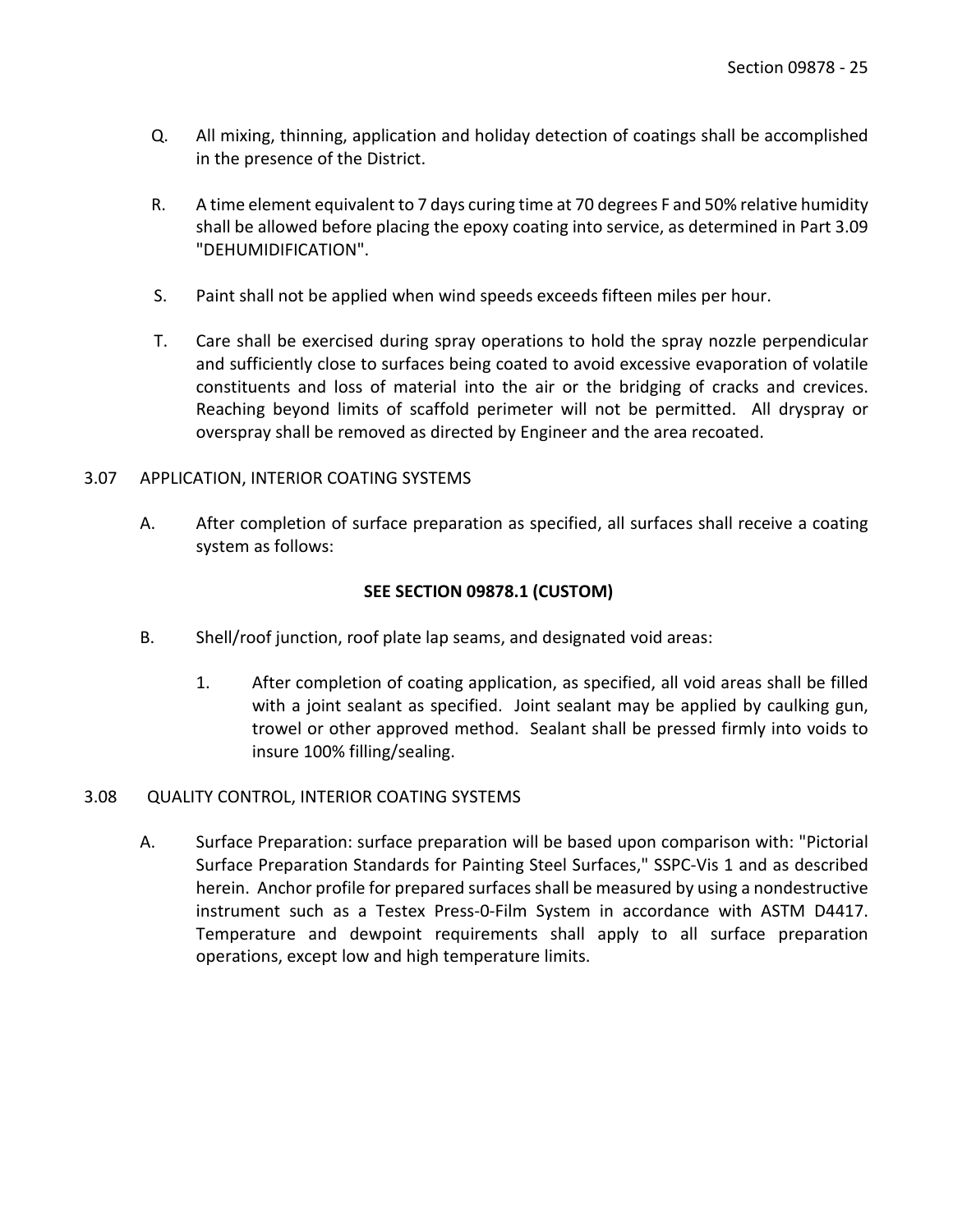Q. All mixing, thinning, application and holiday detection of coatings shall be accomplished in the presence of the District.

R. A time element equivalent to 7 days curing time at 70 degrees F and 50% relative humidity shall be allowed before placing the epoxy coating into service, as determined in Part 3.09 "DEHUMIDIFICATION".

S. Paint shall not be applied when wind speeds exceeds fifteen miles per hour.

T. Care shall be exercised during spray operations to hold the spray nozzle perpendicular and sufficiently close to surfaces being coated to avoid excessive evaporation of volatile constituents and loss of material into the air or the bridging of cracks and crevices. Reaching beyond limits of scaffold perimeter will not be permitted. All dryspray or overspray shall be removed as directed by Engineer and the area recoated.

3.07 APPLICATION, INTERIOR COATING SYSTEMS

A. After completion of surface preparation as specified, all surfaces shall receive a coating system as follows:

**SEE SECTION 09878.1 (CUSTOM)**

B. Shell/roof junction, roof plate lap seams, and designated void areas:

1. After completion of coating application, as specified, all void areas shall be filled with a joint sealant as specified. Joint sealant may be applied by caulking gun, trowel or other approved method. Sealant shall be pressed firmly into voids to insure 100% filling/sealing.

3.08 QUALITY CONTROL, INTERIOR COATING SYSTEMS

A. Surface Preparation: surface preparation will be based upon comparison with: "Pictorial Surface Preparation Standards for Painting Steel Surfaces," SSPC-Vis 1 and as described herein. Anchor profile for prepared surfaces shall be measured by using a nondestructive instrument such as a Testex Press-0-Film System in accordance with ASTM D4417. Temperature and dewpoint requirements shall apply to all surface preparation operations, except low and high temperature limits.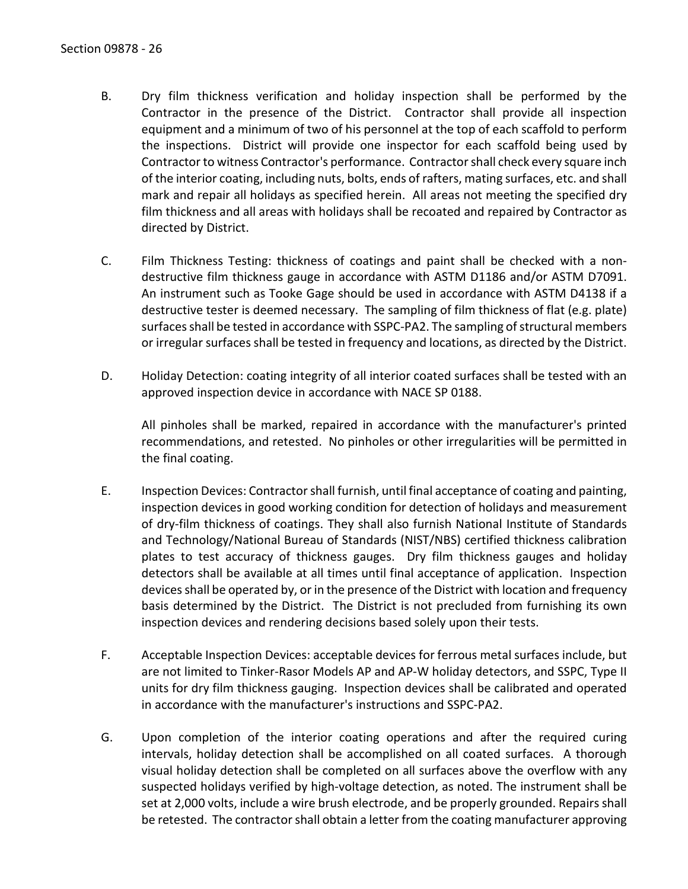B. Dry film thickness verification and holiday inspection shall be performed by the Contractor in the presence of the District. Contractor shall provide all inspection equipment and a minimum of two of his personnel at the top of each scaffold to perform the inspections. District will provide one inspector for each scaffold being used by Contractor to witness Contractor's performance. Contractor shall check every square inch of the interior coating, including nuts, bolts, ends of rafters, mating surfaces, etc. and shall mark and repair all holidays as specified herein. All areas not meeting the specified dry film thickness and all areas with holidays shall be recoated and repaired by Contractor as directed by District.

C. Film Thickness Testing: thickness of coatings and paint shall be checked with a non-destructive film thickness gauge in accordance with ASTM D1186 and/or ASTM D7091. An instrument such as Tooke Gage should be used in accordance with ASTM D4138 if a destructive tester is deemed necessary. The sampling of film thickness of flat (e.g. plate) surfaces shall be tested in accordance with SSPC-PA2. The sampling of structural members or irregular surfaces shall be tested in frequency and locations, as directed by the District.

D. Holiday Detection: coating integrity of all interior coated surfaces shall be tested with an approved inspection device in accordance with NACE SP 0188.

   All pinholes shall be marked, repaired in accordance with the manufacturer's printed recommendations, and retested. No pinholes or other irregularities will be permitted in the final coating.

E. Inspection Devices: Contractor shall furnish, until final acceptance of coating and painting, inspection devices in good working condition for detection of holidays and measurement of dry-film thickness of coatings. They shall also furnish National Institute of Standards and Technology/National Bureau of Standards (NIST/NBS) certified thickness calibration plates to test accuracy of thickness gauges. Dry film thickness gauges and holiday detectors shall be available at all times until final acceptance of application. Inspection devices shall be operated by, or in the presence of the District with location and frequency basis determined by the District. The District is not precluded from furnishing its own inspection devices and rendering decisions based solely upon their tests.

F. Acceptable Inspection Devices: acceptable devices for ferrous metal surfaces include, but are not limited to Tinker-Rasor Models AP and AP-W holiday detectors, and SSPC, Type II units for dry film thickness gauging. Inspection devices shall be calibrated and operated in accordance with the manufacturer's instructions and SSPC-PA2.

G. Upon completion of the interior coating operations and after the required curing intervals, holiday detection shall be accomplished on all coated surfaces. A thorough visual holiday detection shall be completed on all surfaces above the overflow with any suspected holidays verified by high-voltage detection, as noted. The instrument shall be set at 2,000 volts, include a wire brush electrode, and be properly grounded. Repairs shall be retested. The contractor shall obtain a letter from the coating manufacturer approving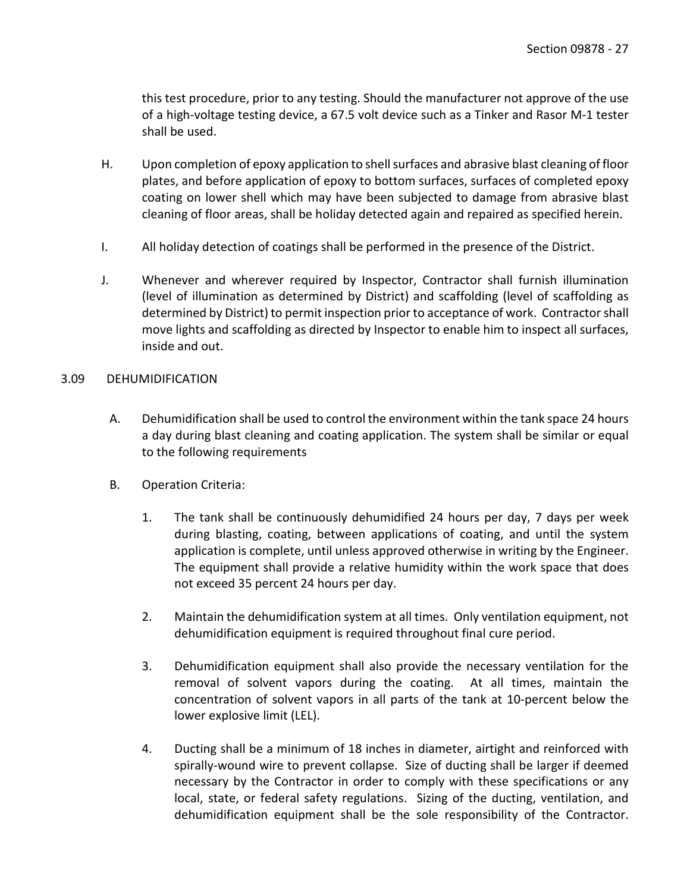this test procedure, prior to any testing. Should the manufacturer not approve of the use of a high-voltage testing device, a 67.5 volt device such as a Tinker and Rasor M-1 tester shall be used.

H. Upon completion of epoxy application to shell surfaces and abrasive blast cleaning of floor plates, and before application of epoxy to bottom surfaces, surfaces of completed epoxy coating on lower shell which may have been subjected to damage from abrasive blast cleaning of floor areas, shall be holiday detected again and repaired as specified herein.

I. All holiday detection of coatings shall be performed in the presence of the District.

J. Whenever and wherever required by Inspector, Contractor shall furnish illumination (level of illumination as determined by District) and scaffolding (level of scaffolding as determined by District) to permit inspection prior to acceptance of work. Contractor shall move lights and scaffolding as directed by Inspector to enable him to inspect all surfaces, inside and out.

## 3.09 DEHUMIDIFICATION

A. Dehumidification shall be used to control the environment within the tank space 24 hours a day during blast cleaning and coating application. The system shall be similar or equal to the following requirements

B. Operation Criteria:

1. The tank shall be continuously dehumidified 24 hours per day, 7 days per week during blasting, coating, between applications of coating, and until the system application is complete, until unless approved otherwise in writing by the Engineer. The equipment shall provide a relative humidity within the work space that does not exceed 35 percent 24 hours per day.

2. Maintain the dehumidification system at all times. Only ventilation equipment, not dehumidification equipment is required throughout final cure period.

3. Dehumidification equipment shall also provide the necessary ventilation for the removal of solvent vapors during the coating. At all times, maintain the concentration of solvent vapors in all parts of the tank at 10-percent below the lower explosive limit (LEL).

4. Ducting shall be a minimum of 18 inches in diameter, airtight and reinforced with spirally-wound wire to prevent collapse. Size of ducting shall be larger if deemed necessary by the Contractor in order to comply with these specifications or any local, state, or federal safety regulations. Sizing of the ducting, ventilation, and dehumidification equipment shall be the sole responsibility of the Contractor.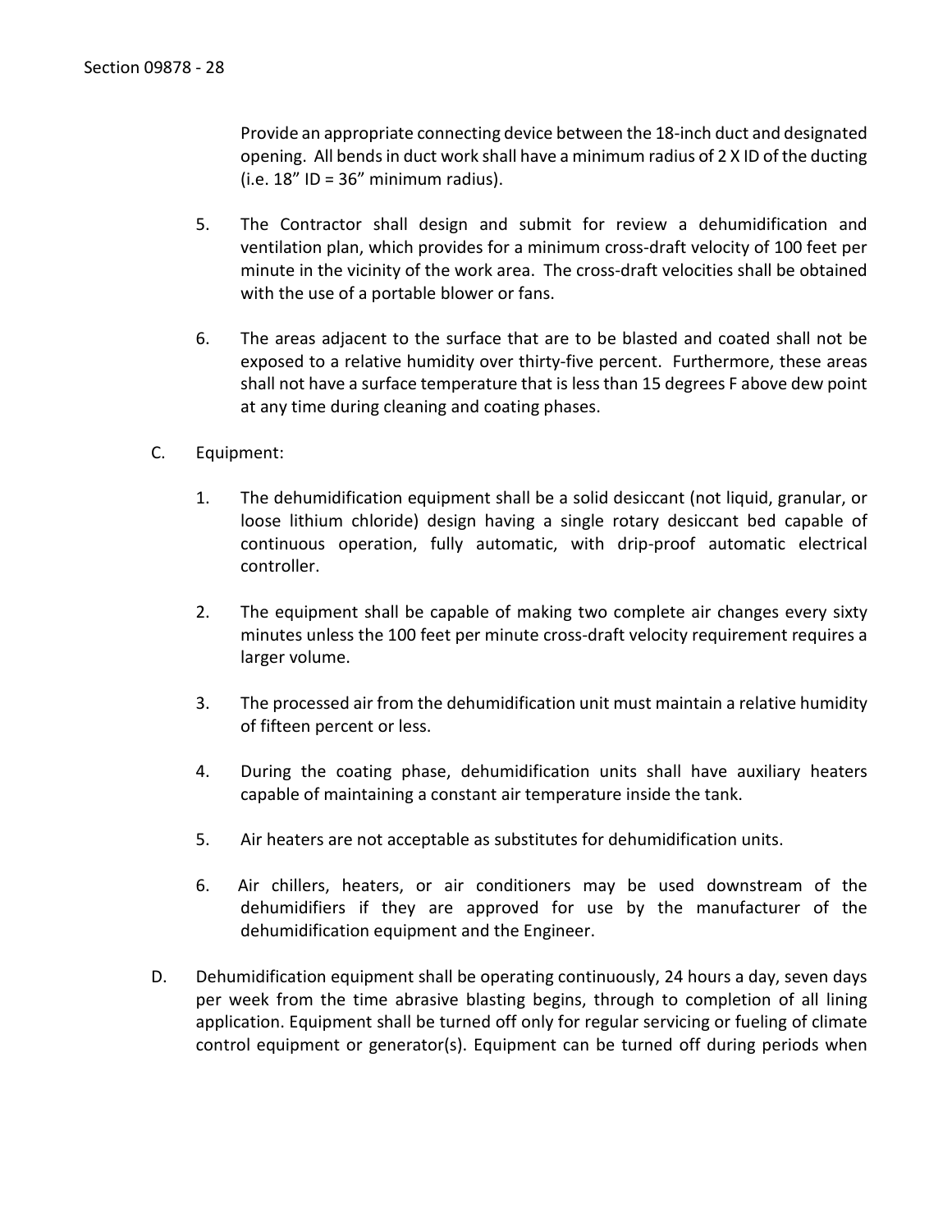Provide an appropriate connecting device between the 18-inch duct and designated opening. All bends in duct work shall have a minimum radius of 2 X ID of the ducting (i.e. 18” ID = 36” minimum radius).

5. The Contractor shall design and submit for review a dehumidification and ventilation plan, which provides for a minimum cross-draft velocity of 100 feet per minute in the vicinity of the work area. The cross-draft velocities shall be obtained with the use of a portable blower or fans.

6. The areas adjacent to the surface that are to be blasted and coated shall not be exposed to a relative humidity over thirty-five percent. Furthermore, these areas shall not have a surface temperature that is less than 15 degrees F above dew point at any time during cleaning and coating phases.

C. Equipment:

1. The dehumidification equipment shall be a solid desiccant (not liquid, granular, or loose lithium chloride) design having a single rotary desiccant bed capable of continuous operation, fully automatic, with drip-proof automatic electrical controller.

2. The equipment shall be capable of making two complete air changes every sixty minutes unless the 100 feet per minute cross-draft velocity requirement requires a larger volume.

3. The processed air from the dehumidification unit must maintain a relative humidity of fifteen percent or less.

4. During the coating phase, dehumidification units shall have auxiliary heaters capable of maintaining a constant air temperature inside the tank.

5. Air heaters are not acceptable as substitutes for dehumidification units.

6. Air chillers, heaters, or air conditioners may be used downstream of the dehumidifiers if they are approved for use by the manufacturer of the dehumidification equipment and the Engineer.

D. Dehumidification equipment shall be operating continuously, 24 hours a day, seven days per week from the time abrasive blasting begins, through to completion of all lining application. Equipment shall be turned off only for regular servicing or fueling of climate control equipment or generator(s). Equipment can be turned off during periods when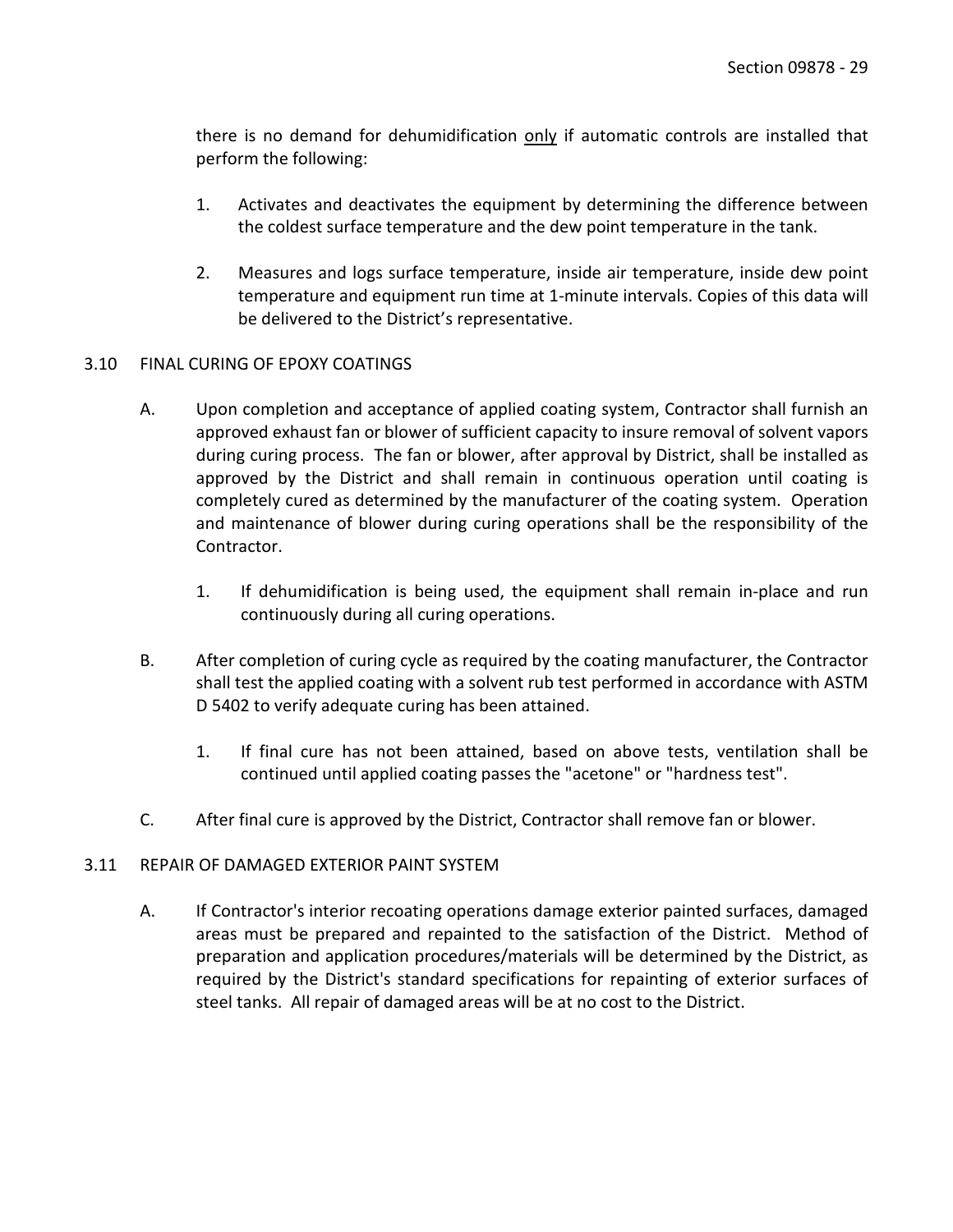there is no demand for dehumidification <u>only</u> if automatic controls are installed that perform the following:

1. Activates and deactivates the equipment by determining the difference between the coldest surface temperature and the dew point temperature in the tank.

2. Measures and logs surface temperature, inside air temperature, inside dew point temperature and equipment run time at 1-minute intervals. Copies of this data will be delivered to the District's representative.

## 3.10 FINAL CURING OF EPOXY COATINGS

A. Upon completion and acceptance of applied coating system, Contractor shall furnish an approved exhaust fan or blower of sufficient capacity to insure removal of solvent vapors during curing process. The fan or blower, after approval by District, shall be installed as approved by the District and shall remain in continuous operation until coating is completely cured as determined by the manufacturer of the coating system. Operation and maintenance of blower during curing operations shall be the responsibility of the Contractor.

   1. If dehumidification is being used, the equipment shall remain in-place and run continuously during all curing operations.

B. After completion of curing cycle as required by the coating manufacturer, the Contractor shall test the applied coating with a solvent rub test performed in accordance with ASTM D 5402 to verify adequate curing has been attained.

   1. If final cure has not been attained, based on above tests, ventilation shall be continued until applied coating passes the "acetone" or "hardness test".

C. After final cure is approved by the District, Contractor shall remove fan or blower.

## 3.11 REPAIR OF DAMAGED EXTERIOR PAINT SYSTEM

A. If Contractor's interior recoating operations damage exterior painted surfaces, damaged areas must be prepared and repainted to the satisfaction of the District. Method of preparation and application procedures/materials will be determined by the District, as required by the District's standard specifications for repainting of exterior surfaces of steel tanks. All repair of damaged areas will be at no cost to the District.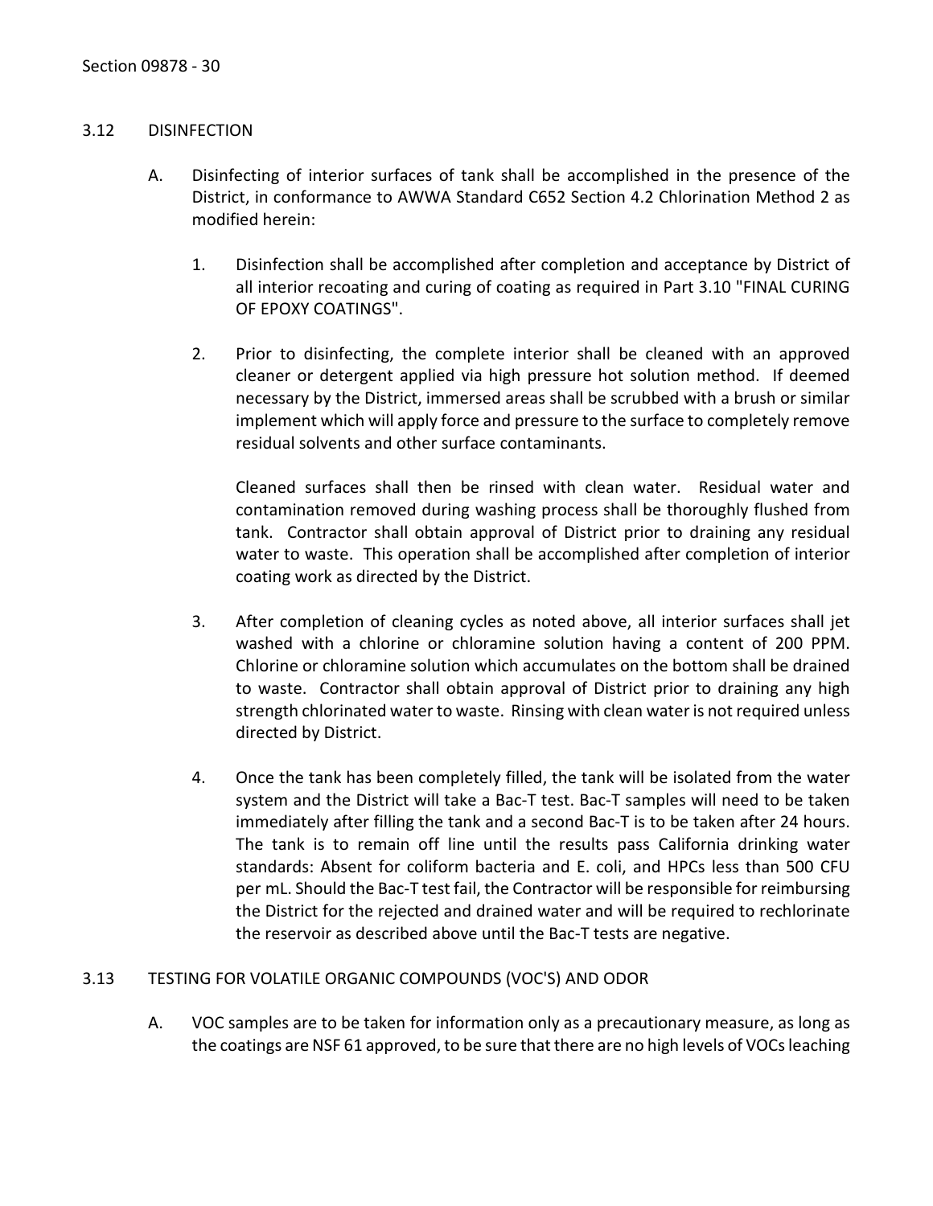### 3.12 DISINFECTION

A. Disinfecting of interior surfaces of tank shall be accomplished in the presence of the District, in conformance to AWWA Standard C652 Section 4.2 Chlorination Method 2 as modified herein:

   1. Disinfection shall be accomplished after completion and acceptance by District of all interior recoating and curing of coating as required in Part 3.10 "FINAL CURING OF EPOXY COATINGS".

   2. Prior to disinfecting, the complete interior shall be cleaned with an approved cleaner or detergent applied via high pressure hot solution method. If deemed necessary by the District, immersed areas shall be scrubbed with a brush or similar implement which will apply force and pressure to the surface to completely remove residual solvents and other surface contaminants.

      Cleaned surfaces shall then be rinsed with clean water. Residual water and contamination removed during washing process shall be thoroughly flushed from tank. Contractor shall obtain approval of District prior to draining any residual water to waste. This operation shall be accomplished after completion of interior coating work as directed by the District.

   3. After completion of cleaning cycles as noted above, all interior surfaces shall jet washed with a chlorine or chloramine solution having a content of 200 PPM. Chlorine or chloramine solution which accumulates on the bottom shall be drained to waste. Contractor shall obtain approval of District prior to draining any high strength chlorinated water to waste. Rinsing with clean water is not required unless directed by District.

   4. Once the tank has been completely filled, the tank will be isolated from the water system and the District will take a Bac-T test. Bac-T samples will need to be taken immediately after filling the tank and a second Bac-T is to be taken after 24 hours. The tank is to remain off line until the results pass California drinking water standards: Absent for coliform bacteria and E. coli, and HPCs less than 500 CFU per mL. Should the Bac-T test fail, the Contractor will be responsible for reimbursing the District for the rejected and drained water and will be required to rechlorinate the reservoir as described above until the Bac-T tests are negative.

### 3.13 TESTING FOR VOLATILE ORGANIC COMPOUNDS (VOC'S) AND ODOR

A. VOC samples are to be taken for information only as a precautionary measure, as long as the coatings are NSF 61 approved, to be sure that there are no high levels of VOCs leaching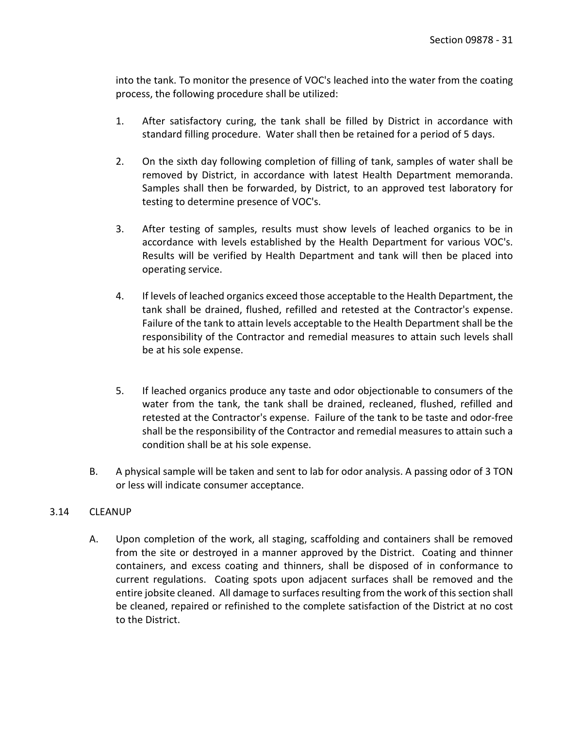into the tank. To monitor the presence of VOC's leached into the water from the coating process, the following procedure shall be utilized:

1. After satisfactory curing, the tank shall be filled by District in accordance with standard filling procedure. Water shall then be retained for a period of 5 days.

2. On the sixth day following completion of filling of tank, samples of water shall be removed by District, in accordance with latest Health Department memoranda. Samples shall then be forwarded, by District, to an approved test laboratory for testing to determine presence of VOC's.

3. After testing of samples, results must show levels of leached organics to be in accordance with levels established by the Health Department for various VOC's. Results will be verified by Health Department and tank will then be placed into operating service.

4. If levels of leached organics exceed those acceptable to the Health Department, the tank shall be drained, flushed, refilled and retested at the Contractor's expense. Failure of the tank to attain levels acceptable to the Health Department shall be the responsibility of the Contractor and remedial measures to attain such levels shall be at his sole expense.

5. If leached organics produce any taste and odor objectionable to consumers of the water from the tank, the tank shall be drained, recleaned, flushed, refilled and retested at the Contractor's expense. Failure of the tank to be taste and odor-free shall be the responsibility of the Contractor and remedial measures to attain such a condition shall be at his sole expense.

B. A physical sample will be taken and sent to lab for odor analysis. A passing odor of 3 TON or less will indicate consumer acceptance.

## 3.14 CLEANUP

A. Upon completion of the work, all staging, scaffolding and containers shall be removed from the site or destroyed in a manner approved by the District. Coating and thinner containers, and excess coating and thinners, shall be disposed of in conformance to current regulations. Coating spots upon adjacent surfaces shall be removed and the entire jobsite cleaned. All damage to surfaces resulting from the work of this section shall be cleaned, repaired or refinished to the complete satisfaction of the District at no cost to the District.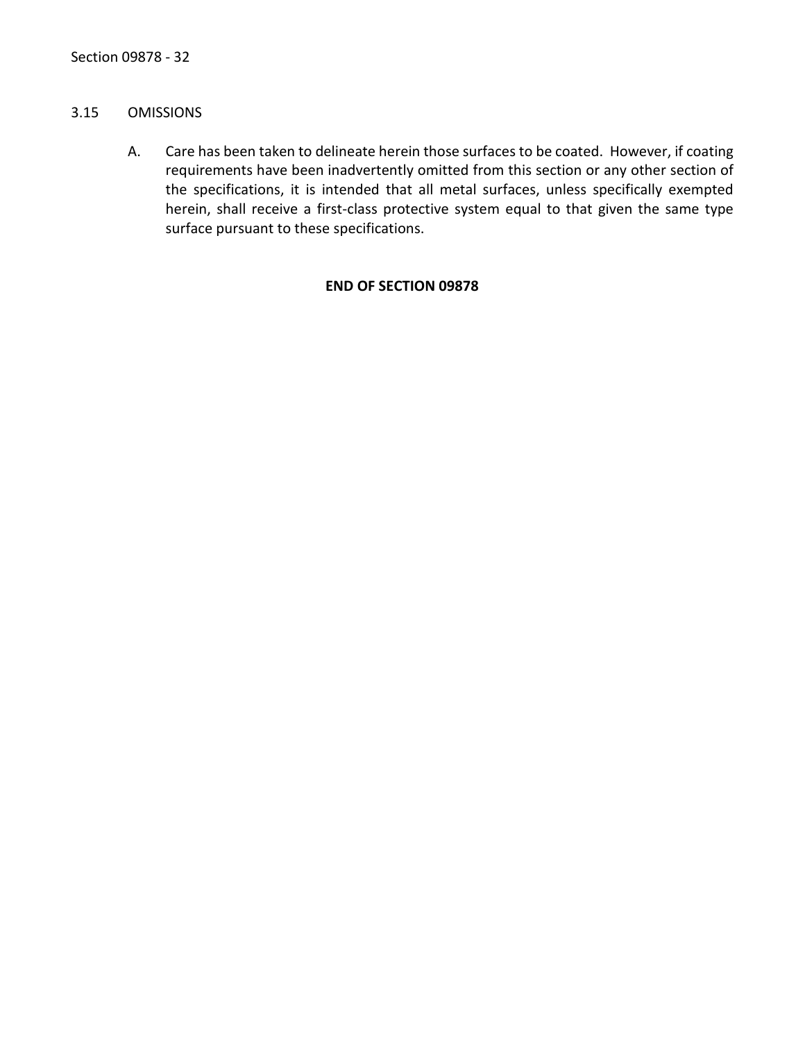### 3.15 OMISSIONS

A. Care has been taken to delineate herein those surfaces to be coated. However, if coating requirements have been inadvertently omitted from this section or any other section of the specifications, it is intended that all metal surfaces, unless specifically exempted herein, shall receive a first-class protective system equal to that given the same type surface pursuant to these specifications.

**END OF SECTION 09878**